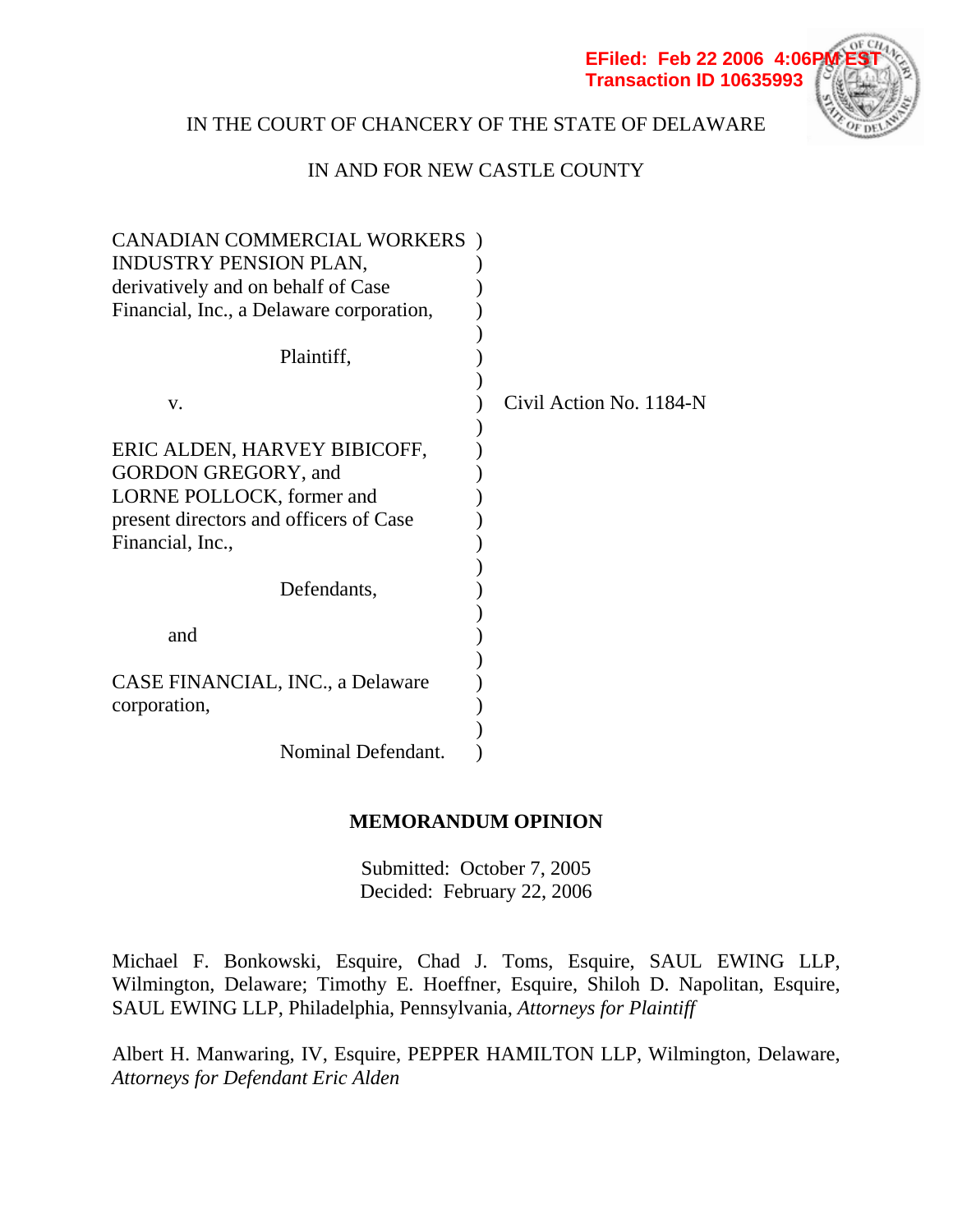EFiled: Feb 22 2006 4:06PM EST
Transaction ID 10635993

IN THE COURT OF CHANCERY OF THE STATE OF DELAWARE

IN AND FOR NEW CASTLE COUNTY

CANADIAN COMMERCIAL WORKERS INDUSTRY PENSION PLAN, derivatively and on behalf of Case Financial, Inc., a Delaware corporation,

Plaintiff,

v.

ERIC ALDEN, HARVEY BIBICOFF, GORDON GREGORY, and LORNE POLLOCK, former and present directors and officers of Case Financial, Inc.,

Defendants,

and

CASE FINANCIAL, INC., a Delaware corporation,

Nominal Defendant.

Civil Action No. 1184-N

**MEMORANDUM OPINION**

Submitted: October 7, 2005
Decided: February 22, 2006

Michael F. Bonkowski, Esquire, Chad J. Toms, Esquire, SAUL EWING LLP, Wilmington, Delaware; Timothy E. Hoeffner, Esquire, Shiloh D. Napolitan, Esquire, SAUL EWING LLP, Philadelphia, Pennsylvania, *Attorneys for Plaintiff*

Albert H. Manwaring, IV, Esquire, PEPPER HAMILTON LLP, Wilmington, Delaware, *Attorneys for Defendant Eric Alden*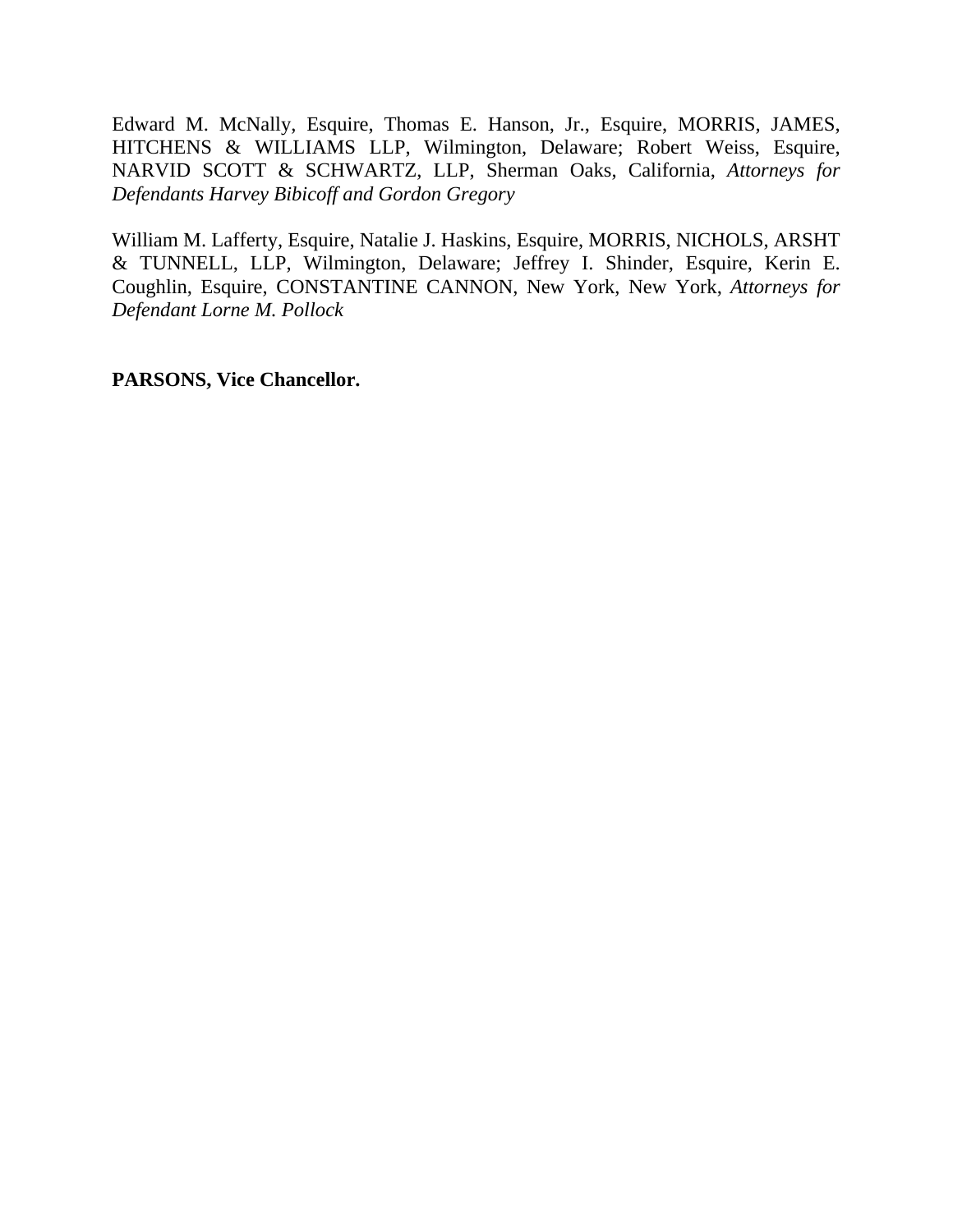Edward M. McNally, Esquire, Thomas E. Hanson, Jr., Esquire, MORRIS, JAMES, HITCHENS & WILLIAMS LLP, Wilmington, Delaware; Robert Weiss, Esquire, NARVID SCOTT & SCHWARTZ, LLP, Sherman Oaks, California, *Attorneys for Defendants Harvey Bibicoff and Gordon Gregory*

William M. Lafferty, Esquire, Natalie J. Haskins, Esquire, MORRIS, NICHOLS, ARSHT & TUNNELL, LLP, Wilmington, Delaware; Jeffrey I. Shinder, Esquire, Kerin E. Coughlin, Esquire, CONSTANTINE CANNON, New York, New York, *Attorneys for Defendant Lorne M. Pollock*

**PARSONS, Vice Chancellor.**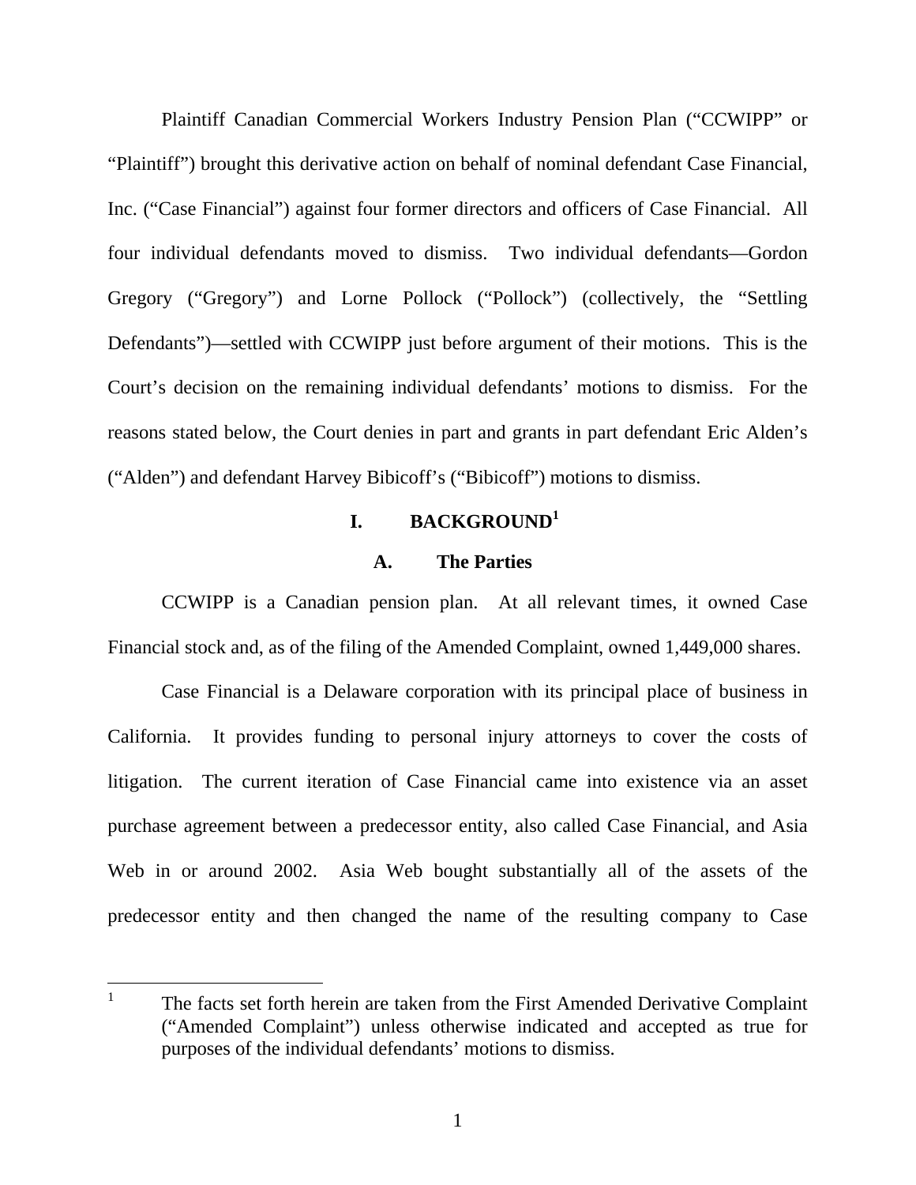Plaintiff Canadian Commercial Workers Industry Pension Plan ("CCWIPP" or "Plaintiff") brought this derivative action on behalf of nominal defendant Case Financial, Inc. ("Case Financial") against four former directors and officers of Case Financial. All four individual defendants moved to dismiss. Two individual defendants—Gordon Gregory ("Gregory") and Lorne Pollock ("Pollock") (collectively, the "Settling Defendants")—settled with CCWIPP just before argument of their motions. This is the Court's decision on the remaining individual defendants' motions to dismiss. For the reasons stated below, the Court denies in part and grants in part defendant Eric Alden's ("Alden") and defendant Harvey Bibicoff's ("Bibicoff") motions to dismiss.

# I. BACKGROUND[1]

## A. The Parties

CCWIPP is a Canadian pension plan. At all relevant times, it owned Case Financial stock and, as of the filing of the Amended Complaint, owned 1,449,000 shares.

Case Financial is a Delaware corporation with its principal place of business in California. It provides funding to personal injury attorneys to cover the costs of litigation. The current iteration of Case Financial came into existence via an asset purchase agreement between a predecessor entity, also called Case Financial, and Asia Web in or around 2002. Asia Web bought substantially all of the assets of the predecessor entity and then changed the name of the resulting company to Case

[1] The facts set forth herein are taken from the First Amended Derivative Complaint ("Amended Complaint") unless otherwise indicated and accepted as true for purposes of the individual defendants' motions to dismiss.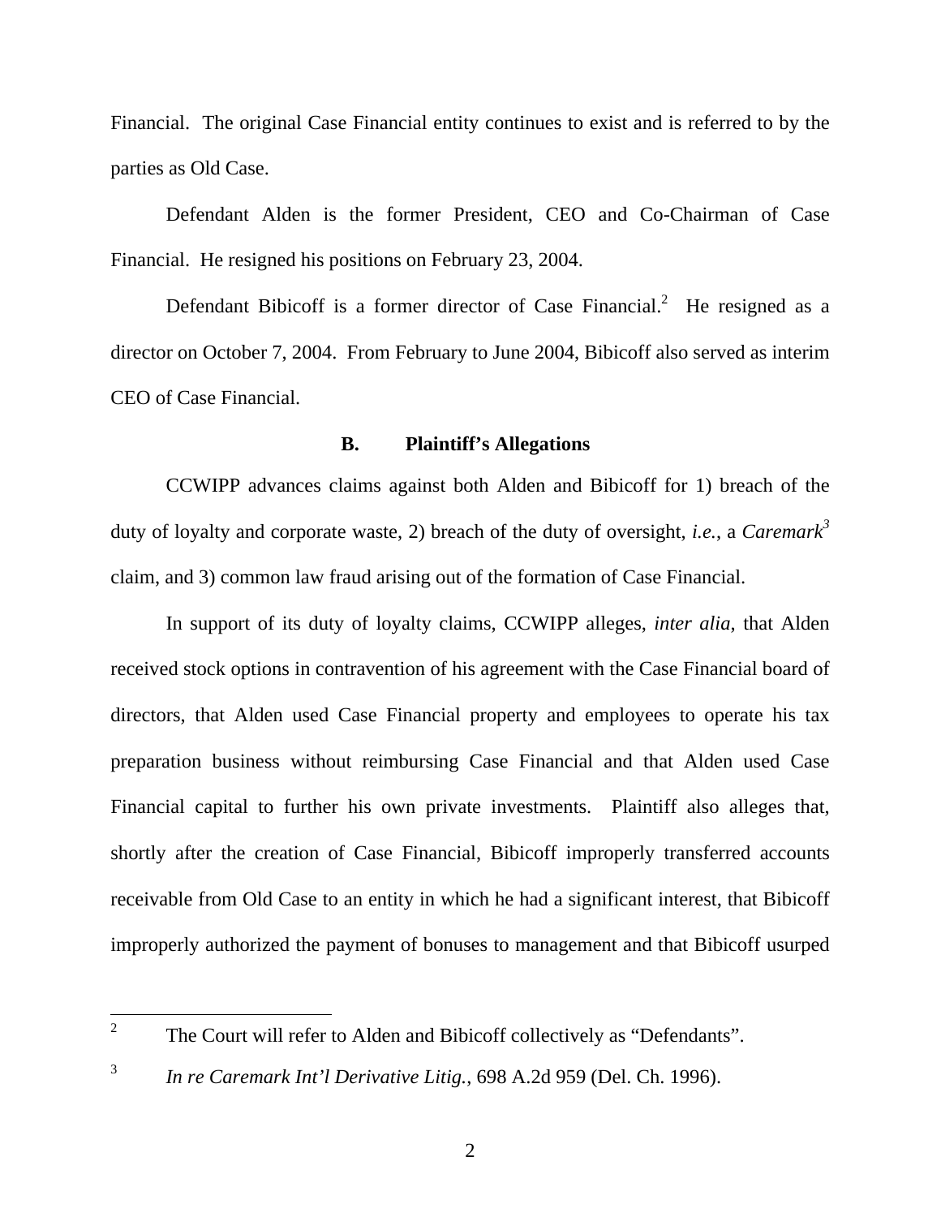Financial. The original Case Financial entity continues to exist and is referred to by the parties as Old Case.

Defendant Alden is the former President, CEO and Co-Chairman of Case Financial. He resigned his positions on February 23, 2004.

Defendant Bibicoff is a former director of Case Financial.[2] He resigned as a director on October 7, 2004. From February to June 2004, Bibicoff also served as interim CEO of Case Financial.

### B. Plaintiff's Allegations

CCWIPP advances claims against both Alden and Bibicoff for 1) breach of the duty of loyalty and corporate waste, 2) breach of the duty of oversight, *i.e.*, a *Caremark*[3] claim, and 3) common law fraud arising out of the formation of Case Financial.

In support of its duty of loyalty claims, CCWIPP alleges, *inter alia*, that Alden received stock options in contravention of his agreement with the Case Financial board of directors, that Alden used Case Financial property and employees to operate his tax preparation business without reimbursing Case Financial and that Alden used Case Financial capital to further his own private investments. Plaintiff also alleges that, shortly after the creation of Case Financial, Bibicoff improperly transferred accounts receivable from Old Case to an entity in which he had a significant interest, that Bibicoff improperly authorized the payment of bonuses to management and that Bibicoff usurped

---

[2] The Court will refer to Alden and Bibicoff collectively as "Defendants".

[3] *In re Caremark Int'l Derivative Litig.*, 698 A.2d 959 (Del. Ch. 1996).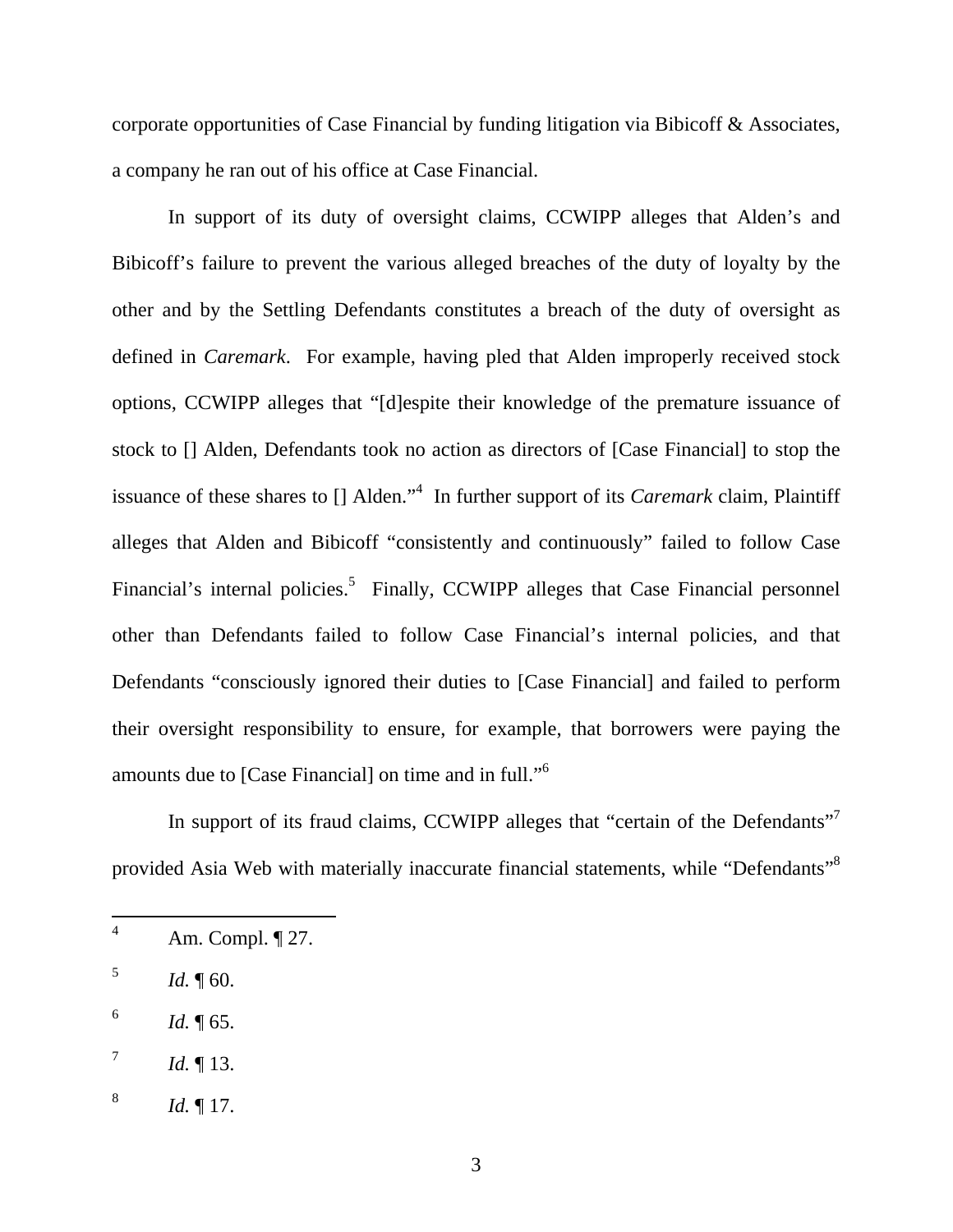corporate opportunities of Case Financial by funding litigation via Bibicoff & Associates, a company he ran out of his office at Case Financial.

In support of its duty of oversight claims, CCWIPP alleges that Alden's and Bibicoff's failure to prevent the various alleged breaches of the duty of loyalty by the other and by the Settling Defendants constitutes a breach of the duty of oversight as defined in *Caremark*. For example, having pled that Alden improperly received stock options, CCWIPP alleges that "[d]espite their knowledge of the premature issuance of stock to [] Alden, Defendants took no action as directors of [Case Financial] to stop the issuance of these shares to [] Alden."[4] In further support of its *Caremark* claim, Plaintiff alleges that Alden and Bibicoff "consistently and continuously" failed to follow Case Financial's internal policies.[5] Finally, CCWIPP alleges that Case Financial personnel other than Defendants failed to follow Case Financial's internal policies, and that Defendants "consciously ignored their duties to [Case Financial] and failed to perform their oversight responsibility to ensure, for example, that borrowers were paying the amounts due to [Case Financial] on time and in full."[6]

In support of its fraud claims, CCWIPP alleges that "certain of the Defendants"[7] provided Asia Web with materially inaccurate financial statements, while "Defendants"[8]

---

[4] Am. Compl. ¶ 27.

[5] *Id.* ¶ 60.

[6] *Id.* ¶ 65.

[7] *Id.* ¶ 13.

[8] *Id.* ¶ 17.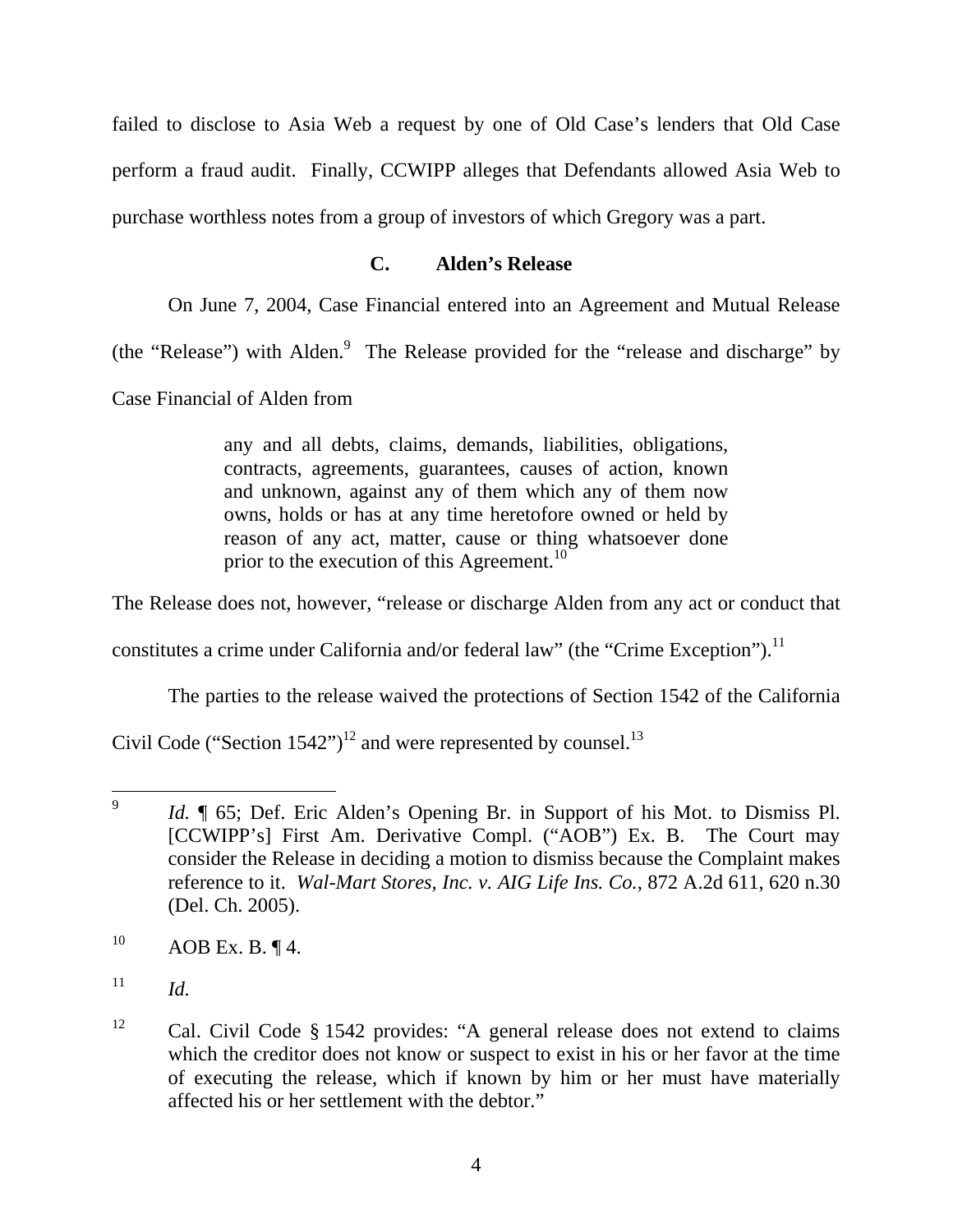failed to disclose to Asia Web a request by one of Old Case's lenders that Old Case perform a fraud audit. Finally, CCWIPP alleges that Defendants allowed Asia Web to purchase worthless notes from a group of investors of which Gregory was a part.

### C. Alden's Release

On June 7, 2004, Case Financial entered into an Agreement and Mutual Release (the "Release") with Alden.[9] The Release provided for the "release and discharge" by Case Financial of Alden from

> any and all debts, claims, demands, liabilities, obligations, contracts, agreements, guarantees, causes of action, known and unknown, against any of them which any of them now owns, holds or has at any time heretofore owned or held by reason of any act, matter, cause or thing whatsoever done prior to the execution of this Agreement.[10]

The Release does not, however, "release or discharge Alden from any act or conduct that constitutes a crime under California and/or federal law" (the "Crime Exception").[11]

The parties to the release waived the protections of Section 1542 of the California Civil Code ("Section 1542")[12] and were represented by counsel.[13]

---

[9] *Id.* ¶ 65; Def. Eric Alden's Opening Br. in Support of his Mot. to Dismiss Pl. [CCWIPP's] First Am. Derivative Compl. ("AOB") Ex. B. The Court may consider the Release in deciding a motion to dismiss because the Complaint makes reference to it. *Wal-Mart Stores, Inc. v. AIG Life Ins. Co.*, 872 A.2d 611, 620 n.30 (Del. Ch. 2005).

[10] AOB Ex. B. ¶ 4.

[11] *Id.*

[12] Cal. Civil Code § 1542 provides: "A general release does not extend to claims which the creditor does not know or suspect to exist in his or her favor at the time of executing the release, which if known by him or her must have materially affected his or her settlement with the debtor."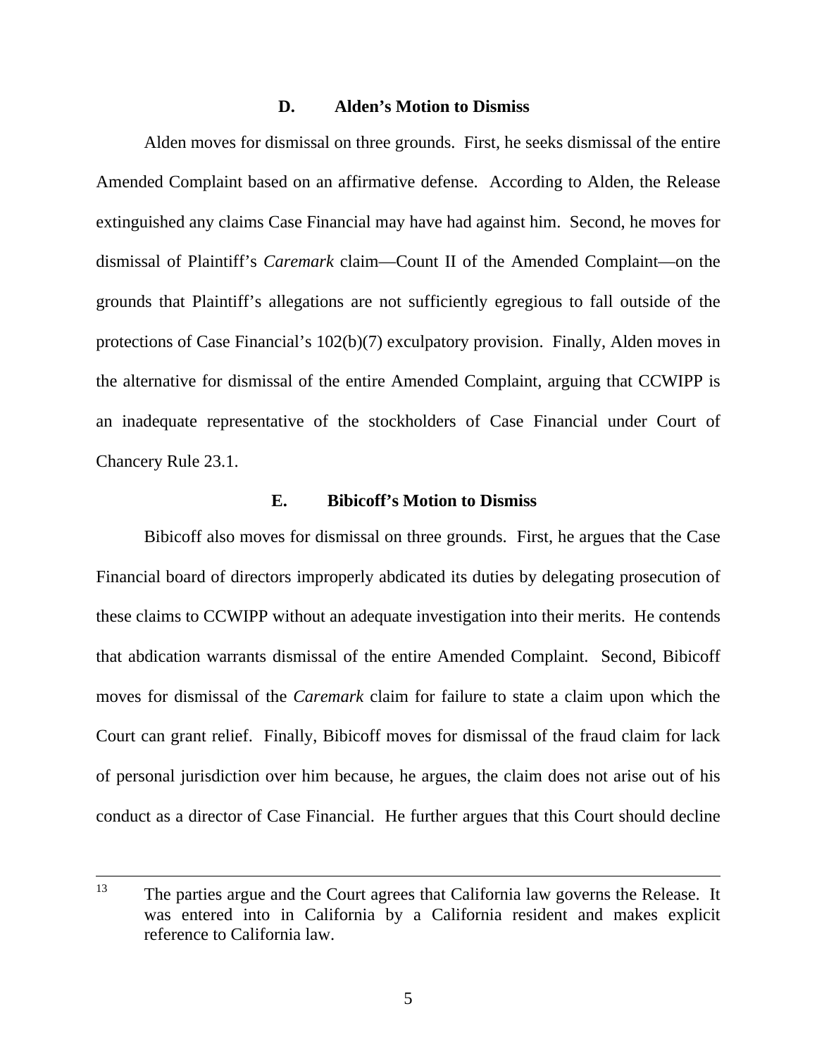### D. Alden's Motion to Dismiss

Alden moves for dismissal on three grounds. First, he seeks dismissal of the entire Amended Complaint based on an affirmative defense. According to Alden, the Release extinguished any claims Case Financial may have had against him. Second, he moves for dismissal of Plaintiff's *Caremark* claim—Count II of the Amended Complaint—on the grounds that Plaintiff's allegations are not sufficiently egregious to fall outside of the protections of Case Financial's 102(b)(7) exculpatory provision. Finally, Alden moves in the alternative for dismissal of the entire Amended Complaint, arguing that CCWIPP is an inadequate representative of the stockholders of Case Financial under Court of Chancery Rule 23.1.

### E. Bibicoff's Motion to Dismiss

Bibicoff also moves for dismissal on three grounds. First, he argues that the Case Financial board of directors improperly abdicated its duties by delegating prosecution of these claims to CCWIPP without an adequate investigation into their merits. He contends that abdication warrants dismissal of the entire Amended Complaint. Second, Bibicoff moves for dismissal of the *Caremark* claim for failure to state a claim upon which the Court can grant relief. Finally, Bibicoff moves for dismissal of the fraud claim for lack of personal jurisdiction over him because, he argues, the claim does not arise out of his conduct as a director of Case Financial. He further argues that this Court should decline

---

[13] The parties argue and the Court agrees that California law governs the Release. It was entered into in California by a California resident and makes explicit reference to California law.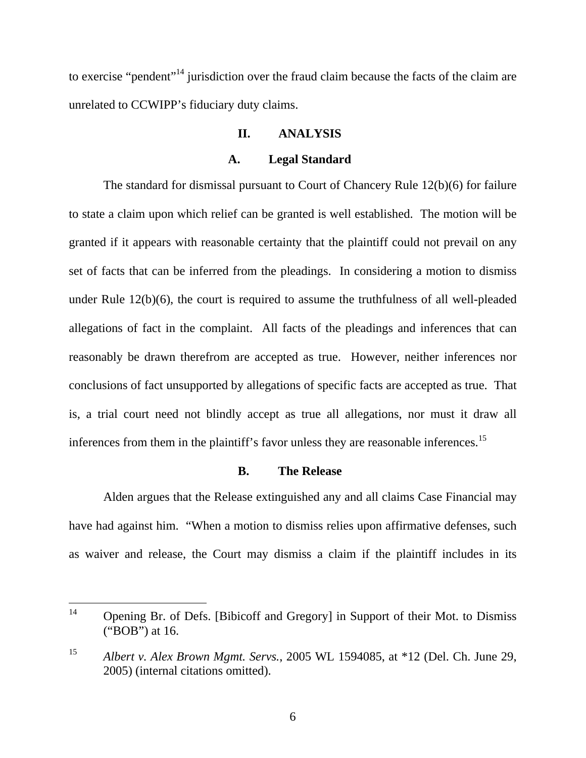to exercise "pendent"[14] jurisdiction over the fraud claim because the facts of the claim are unrelated to CCWIPP's fiduciary duty claims.

## II. ANALYSIS

### A. Legal Standard

The standard for dismissal pursuant to Court of Chancery Rule 12(b)(6) for failure to state a claim upon which relief can be granted is well established. The motion will be granted if it appears with reasonable certainty that the plaintiff could not prevail on any set of facts that can be inferred from the pleadings. In considering a motion to dismiss under Rule 12(b)(6), the court is required to assume the truthfulness of all well-pleaded allegations of fact in the complaint. All facts of the pleadings and inferences that can reasonably be drawn therefrom are accepted as true. However, neither inferences nor conclusions of fact unsupported by allegations of specific facts are accepted as true. That is, a trial court need not blindly accept as true all allegations, nor must it draw all inferences from them in the plaintiff's favor unless they are reasonable inferences.[15]

### B. The Release

Alden argues that the Release extinguished any and all claims Case Financial may have had against him. "When a motion to dismiss relies upon affirmative defenses, such as waiver and release, the Court may dismiss a claim if the plaintiff includes in its

---

[14] Opening Br. of Defs. [Bibicoff and Gregory] in Support of their Mot. to Dismiss ("BOB") at 16.

[15] *Albert v. Alex Brown Mgmt. Servs.*, 2005 WL 1594085, at *12 (Del. Ch. June 29, 2005) (internal citations omitted).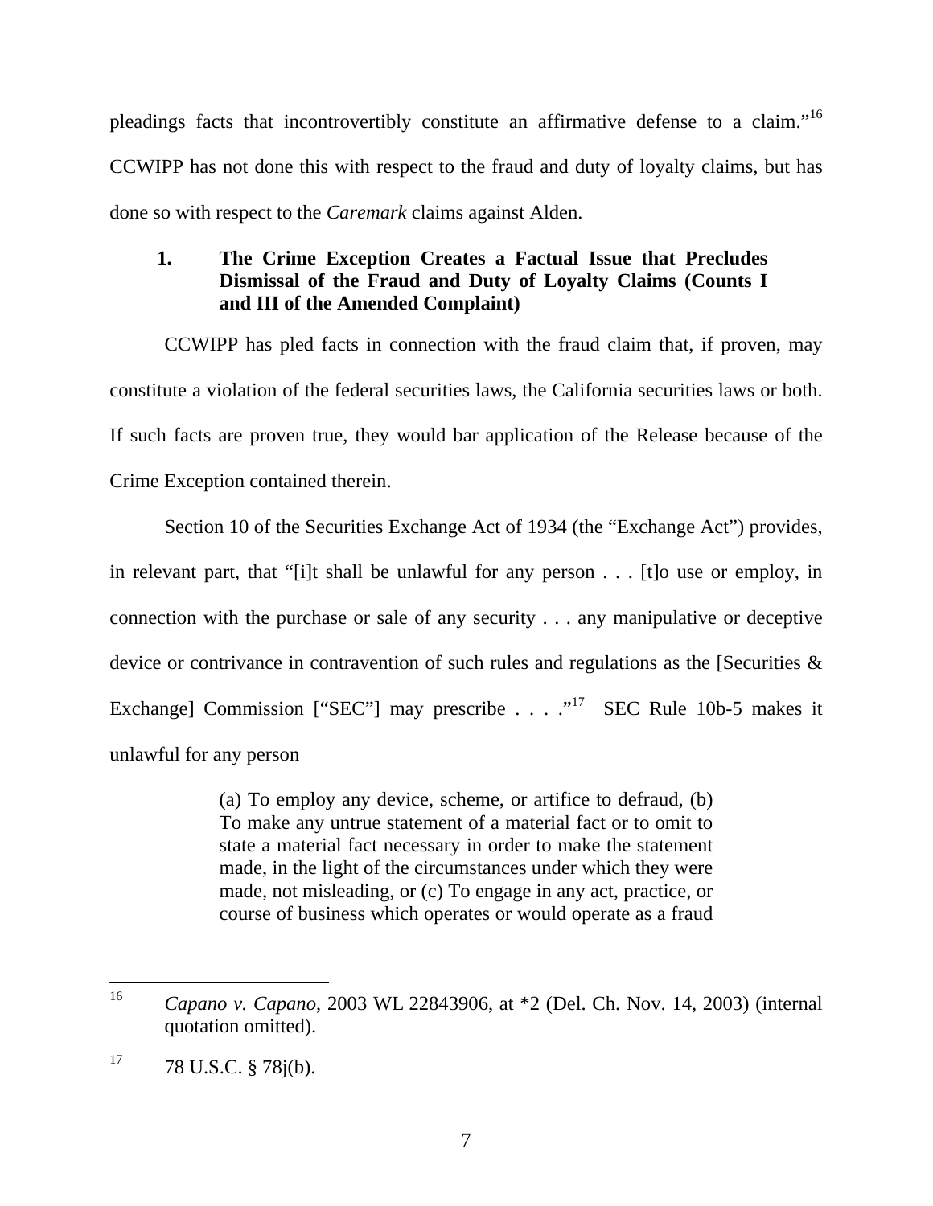pleadings facts that incontrovertibly constitute an affirmative defense to a claim."[16] CCWIPP has not done this with respect to the fraud and duty of loyalty claims, but has done so with respect to the *Caremark* claims against Alden.

### 1. The Crime Exception Creates a Factual Issue that Precludes Dismissal of the Fraud and Duty of Loyalty Claims (Counts I and III of the Amended Complaint)

CCWIPP has pled facts in connection with the fraud claim that, if proven, may constitute a violation of the federal securities laws, the California securities laws or both. If such facts are proven true, they would bar application of the Release because of the Crime Exception contained therein.

Section 10 of the Securities Exchange Act of 1934 (the "Exchange Act") provides, in relevant part, that "[i]t shall be unlawful for any person . . . [t]o use or employ, in connection with the purchase or sale of any security . . . any manipulative or deceptive device or contrivance in contravention of such rules and regulations as the [Securities & Exchange] Commission ["SEC"] may prescribe . . . ."[17] SEC Rule 10b-5 makes it unlawful for any person

> (a) To employ any device, scheme, or artifice to defraud, (b) To make any untrue statement of a material fact or to omit to state a material fact necessary in order to make the statement made, in the light of the circumstances under which they were made, not misleading, or (c) To engage in any act, practice, or course of business which operates or would operate as a fraud

---

[16] *Capano v. Capano*, 2003 WL 22843906, at *2 (Del. Ch. Nov. 14, 2003) (internal quotation omitted).

[17] 78 U.S.C. § 78j(b).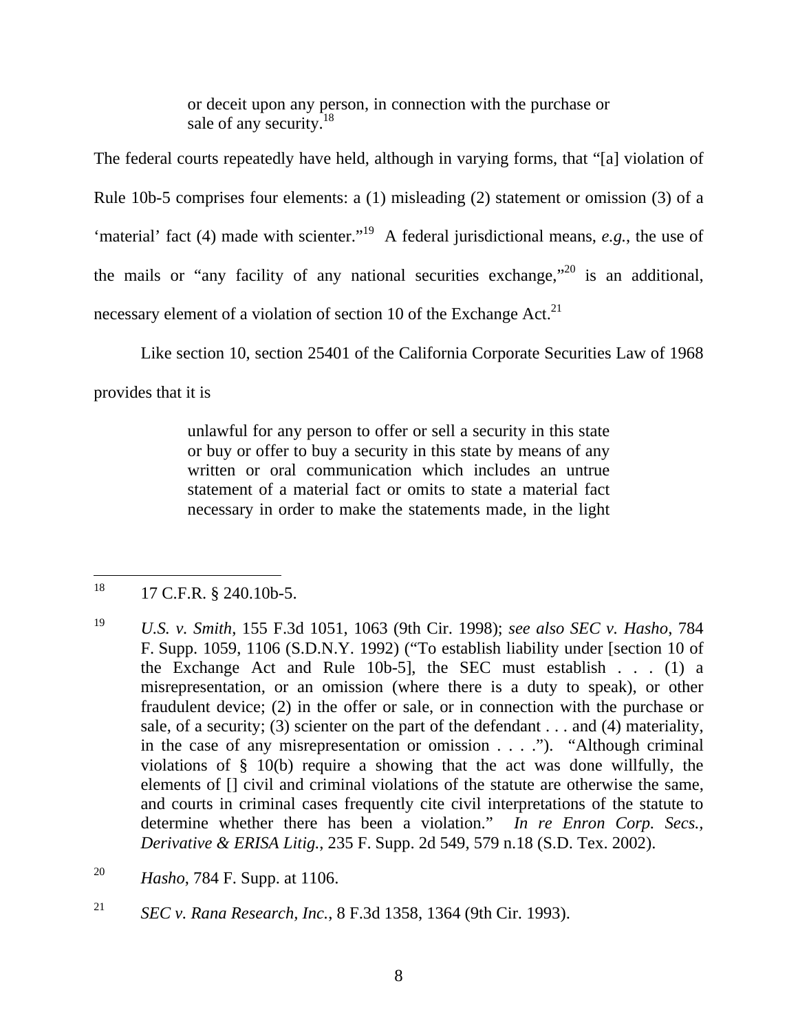> or deceit upon any person, in connection with the purchase or sale of any security.[18]

The federal courts repeatedly have held, although in varying forms, that "[a] violation of Rule 10b-5 comprises four elements: a (1) misleading (2) statement or omission (3) of a 'material' fact (4) made with scienter."[19] A federal jurisdictional means, *e.g.*, the use of the mails or "any facility of any national securities exchange,"[20] is an additional, necessary element of a violation of section 10 of the Exchange Act.[21]

Like section 10, section 25401 of the California Corporate Securities Law of 1968 provides that it is

> unlawful for any person to offer or sell a security in this state or buy or offer to buy a security in this state by means of any written or oral communication which includes an untrue statement of a material fact or omits to state a material fact necessary in order to make the statements made, in the light

---

[18] 17 C.F.R. § 240.10b-5.

[19] *U.S. v. Smith*, 155 F.3d 1051, 1063 (9th Cir. 1998); *see also SEC v. Hasho*, 784 F. Supp. 1059, 1106 (S.D.N.Y. 1992) ("To establish liability under [section 10 of the Exchange Act and Rule 10b-5], the SEC must establish . . . (1) a misrepresentation, or an omission (where there is a duty to speak), or other fraudulent device; (2) in the offer or sale, or in connection with the purchase or sale, of a security; (3) scienter on the part of the defendant . . . and (4) materiality, in the case of any misrepresentation or omission . . . ."). "Although criminal violations of § 10(b) require a showing that the act was done willfully, the elements of [] civil and criminal violations of the statute are otherwise the same, and courts in criminal cases frequently cite civil interpretations of the statute to determine whether there has been a violation." *In re Enron Corp. Secs., Derivative & ERISA Litig.*, 235 F. Supp. 2d 549, 579 n.18 (S.D. Tex. 2002).

[20] *Hasho*, 784 F. Supp. at 1106.

[21] *SEC v. Rana Research, Inc.*, 8 F.3d 1358, 1364 (9th Cir. 1993).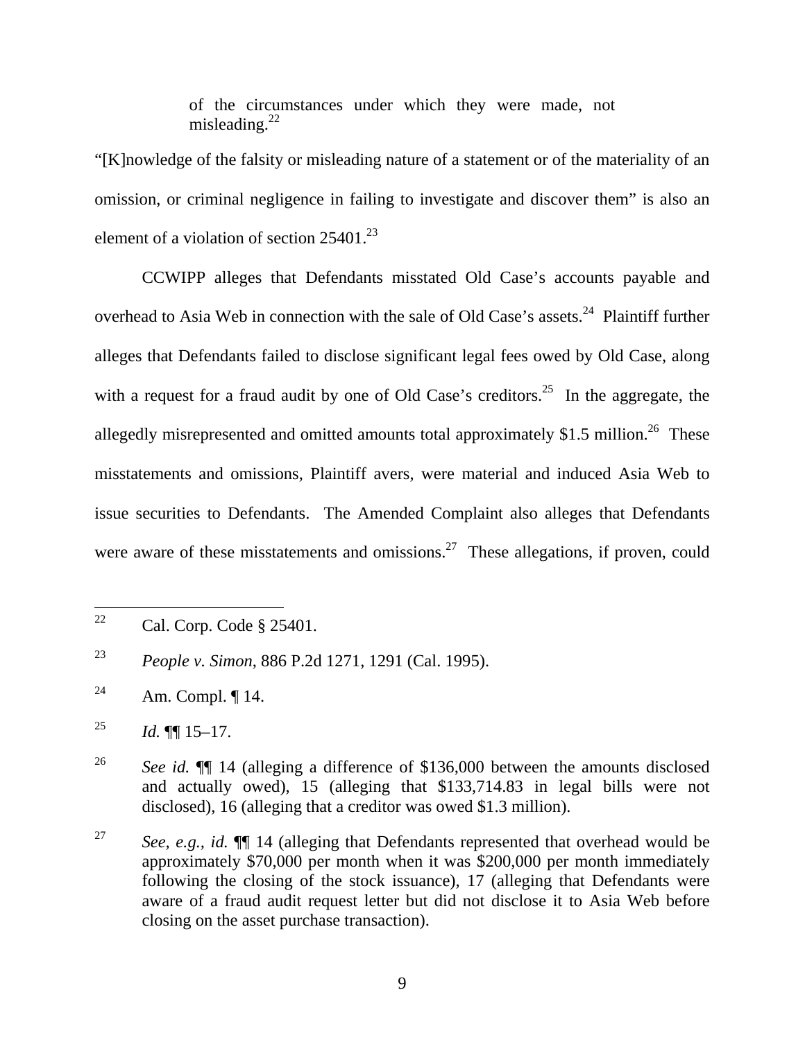> of the circumstances under which they were made, not misleading.[22]

"[K]nowledge of the falsity or misleading nature of a statement or of the materiality of an omission, or criminal negligence in failing to investigate and discover them" is also an element of a violation of section 25401.[23]

CCWIPP alleges that Defendants misstated Old Case's accounts payable and overhead to Asia Web in connection with the sale of Old Case's assets.[24] Plaintiff further alleges that Defendants failed to disclose significant legal fees owed by Old Case, along with a request for a fraud audit by one of Old Case's creditors.[25] In the aggregate, the allegedly misrepresented and omitted amounts total approximately $1.5 million.[26] These misstatements and omissions, Plaintiff avers, were material and induced Asia Web to issue securities to Defendants. The Amended Complaint also alleges that Defendants were aware of these misstatements and omissions.[27] These allegations, if proven, could

---

[22] Cal. Corp. Code § 25401.

[23] *People v. Simon*, 886 P.2d 1271, 1291 (Cal. 1995).

[24] Am. Compl. ¶ 14.

[25] *Id.* ¶¶ 15–17.

[26] *See id.* ¶¶ 14 (alleging a difference of $136,000 between the amounts disclosed and actually owed), 15 (alleging that $133,714.83 in legal bills were not disclosed), 16 (alleging that a creditor was owed $1.3 million).

[27] *See, e.g., id.* ¶¶ 14 (alleging that Defendants represented that overhead would be approximately $70,000 per month when it was $200,000 per month immediately following the closing of the stock issuance), 17 (alleging that Defendants were aware of a fraud audit request letter but did not disclose it to Asia Web before closing on the asset purchase transaction).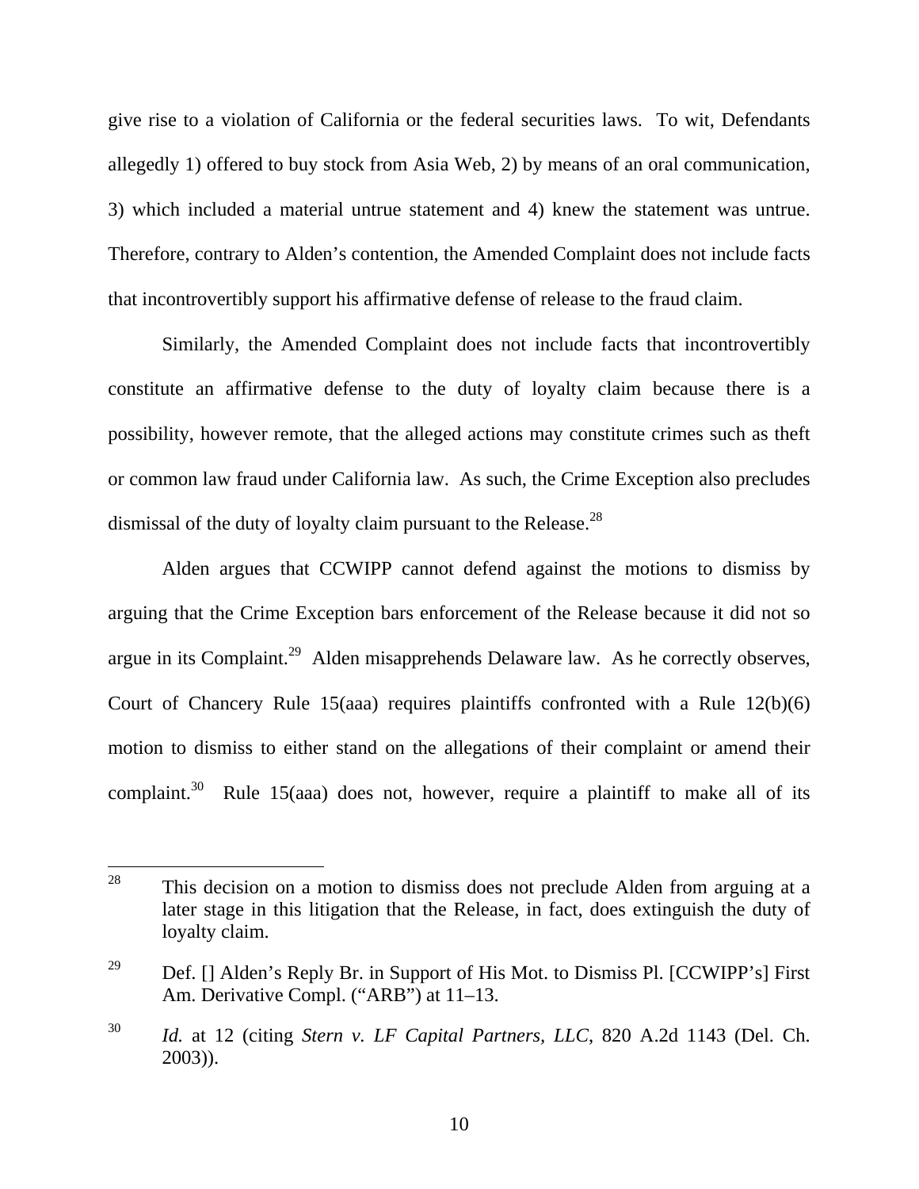give rise to a violation of California or the federal securities laws. To wit, Defendants allegedly 1) offered to buy stock from Asia Web, 2) by means of an oral communication, 3) which included a material untrue statement and 4) knew the statement was untrue. Therefore, contrary to Alden's contention, the Amended Complaint does not include facts that incontrovertibly support his affirmative defense of release to the fraud claim.

Similarly, the Amended Complaint does not include facts that incontrovertibly constitute an affirmative defense to the duty of loyalty claim because there is a possibility, however remote, that the alleged actions may constitute crimes such as theft or common law fraud under California law. As such, the Crime Exception also precludes dismissal of the duty of loyalty claim pursuant to the Release.[28]

Alden argues that CCWIPP cannot defend against the motions to dismiss by arguing that the Crime Exception bars enforcement of the Release because it did not so argue in its Complaint.[29] Alden misapprehends Delaware law. As he correctly observes, Court of Chancery Rule 15(aaa) requires plaintiffs confronted with a Rule 12(b)(6) motion to dismiss to either stand on the allegations of their complaint or amend their complaint.[30] Rule 15(aaa) does not, however, require a plaintiff to make all of its

---

[28] This decision on a motion to dismiss does not preclude Alden from arguing at a later stage in this litigation that the Release, in fact, does extinguish the duty of loyalty claim.

[29] Def. [] Alden's Reply Br. in Support of His Mot. to Dismiss Pl. [CCWIPP's] First Am. Derivative Compl. ("ARB") at 11–13.

[30] *Id.* at 12 (citing *Stern v. LF Capital Partners, LLC*, 820 A.2d 1143 (Del. Ch. 2003)).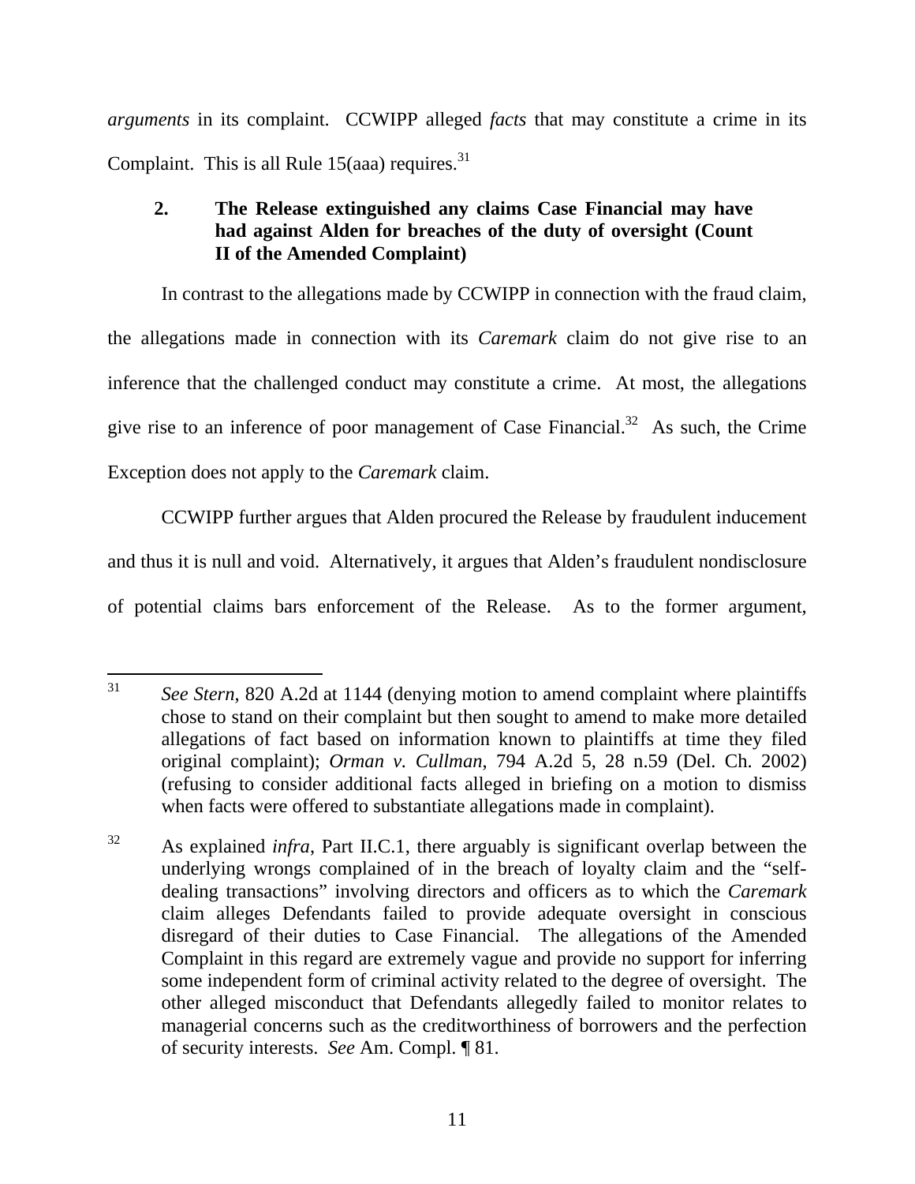*arguments* in its complaint. CCWIPP alleged *facts* that may constitute a crime in its Complaint. This is all Rule 15(aaa) requires.[31]

### 2. The Release extinguished any claims Case Financial may have had against Alden for breaches of the duty of oversight (Count II of the Amended Complaint)

In contrast to the allegations made by CCWIPP in connection with the fraud claim, the allegations made in connection with its *Caremark* claim do not give rise to an inference that the challenged conduct may constitute a crime. At most, the allegations give rise to an inference of poor management of Case Financial.[32] As such, the Crime Exception does not apply to the *Caremark* claim.

CCWIPP further argues that Alden procured the Release by fraudulent inducement and thus it is null and void. Alternatively, it argues that Alden's fraudulent nondisclosure of potential claims bars enforcement of the Release. As to the former argument,

---

[31] *See Stern*, 820 A.2d at 1144 (denying motion to amend complaint where plaintiffs chose to stand on their complaint but then sought to amend to make more detailed allegations of fact based on information known to plaintiffs at time they filed original complaint); *Orman v. Cullman*, 794 A.2d 5, 28 n.59 (Del. Ch. 2002) (refusing to consider additional facts alleged in briefing on a motion to dismiss when facts were offered to substantiate allegations made in complaint).

[32] As explained *infra*, Part II.C.1, there arguably is significant overlap between the underlying wrongs complained of in the breach of loyalty claim and the "self-dealing transactions" involving directors and officers as to which the *Caremark* claim alleges Defendants failed to provide adequate oversight in conscious disregard of their duties to Case Financial. The allegations of the Amended Complaint in this regard are extremely vague and provide no support for inferring some independent form of criminal activity related to the degree of oversight. The other alleged misconduct that Defendants allegedly failed to monitor relates to managerial concerns such as the creditworthiness of borrowers and the perfection of security interests. *See* Am. Compl. ¶ 81.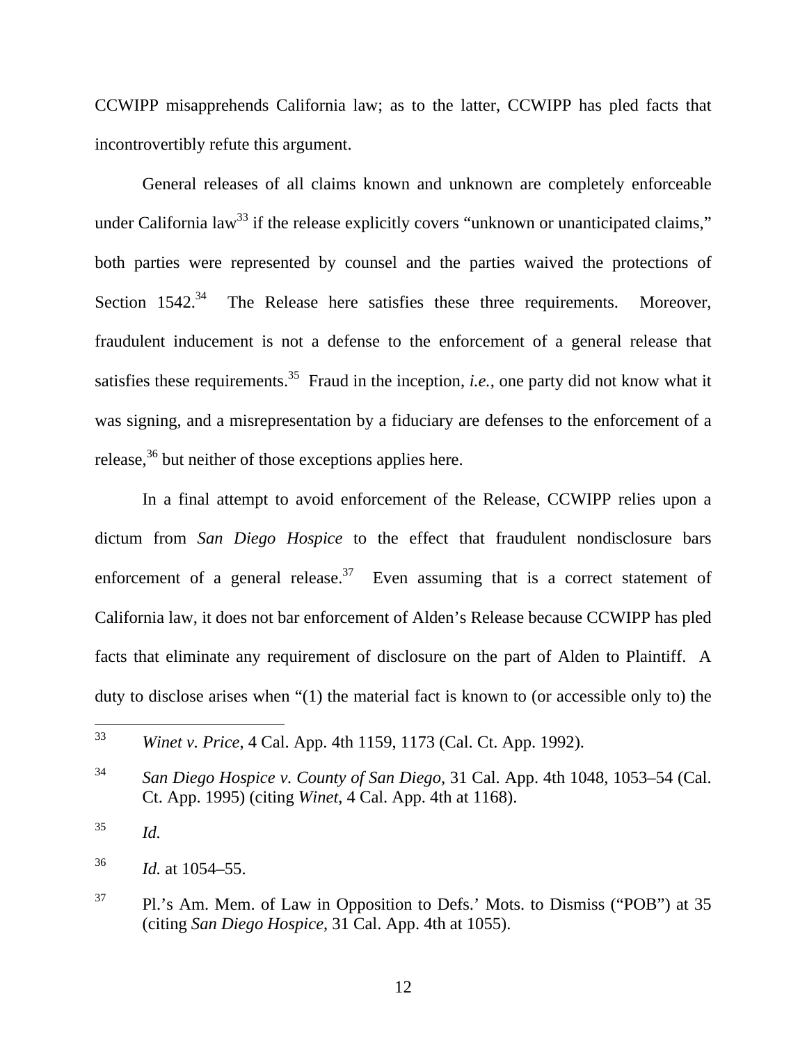CCWIPP misapprehends California law; as to the latter, CCWIPP has pled facts that incontrovertibly refute this argument.

General releases of all claims known and unknown are completely enforceable under California law[33] if the release explicitly covers "unknown or unanticipated claims," both parties were represented by counsel and the parties waived the protections of Section 1542.[34] The Release here satisfies these three requirements. Moreover, fraudulent inducement is not a defense to the enforcement of a general release that satisfies these requirements.[35] Fraud in the inception, *i.e.*, one party did not know what it was signing, and a misrepresentation by a fiduciary are defenses to the enforcement of a release,[36] but neither of those exceptions applies here.

In a final attempt to avoid enforcement of the Release, CCWIPP relies upon a dictum from *San Diego Hospice* to the effect that fraudulent nondisclosure bars enforcement of a general release.[37] Even assuming that is a correct statement of California law, it does not bar enforcement of Alden's Release because CCWIPP has pled facts that eliminate any requirement of disclosure on the part of Alden to Plaintiff. A duty to disclose arises when "(1) the material fact is known to (or accessible only to) the

---

[33] *Winet v. Price*, 4 Cal. App. 4th 1159, 1173 (Cal. Ct. App. 1992).

[34] *San Diego Hospice v. County of San Diego*, 31 Cal. App. 4th 1048, 1053–54 (Cal. Ct. App. 1995) (citing *Winet*, 4 Cal. App. 4th at 1168).

[35] *Id.*

[36] *Id.* at 1054–55.

[37] Pl.'s Am. Mem. of Law in Opposition to Defs.' Mots. to Dismiss ("POB") at 35 (citing *San Diego Hospice*, 31 Cal. App. 4th at 1055).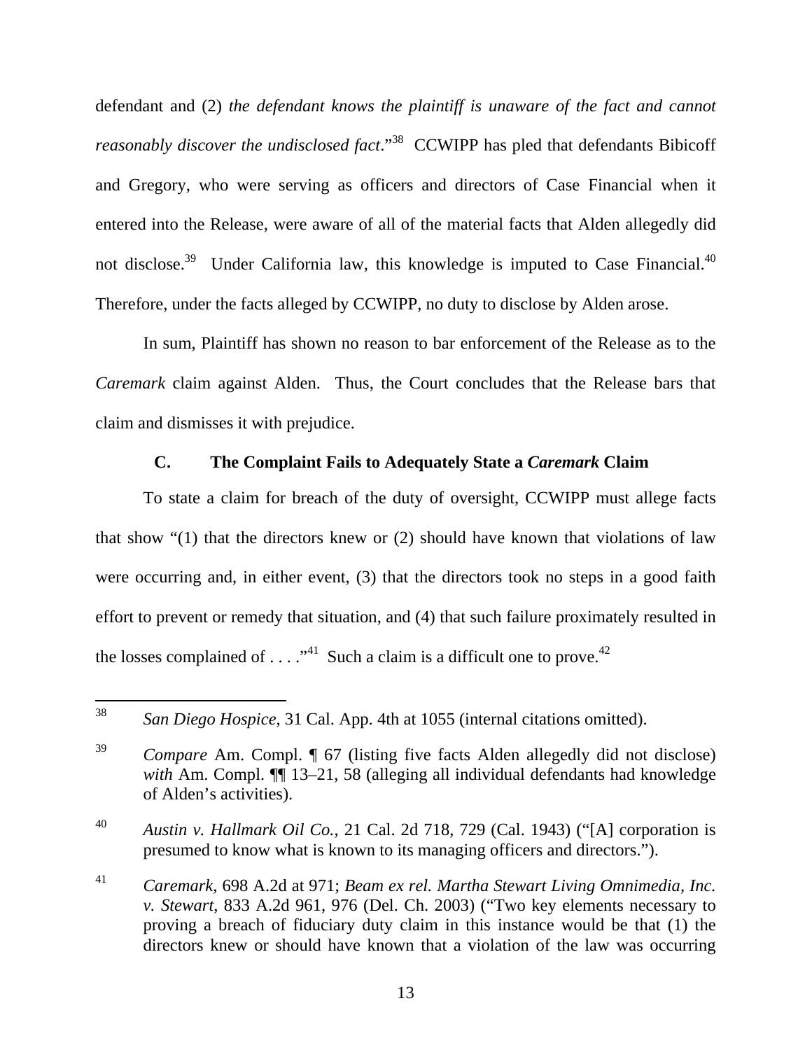defendant and (2) *the defendant knows the plaintiff is unaware of the fact and cannot reasonably discover the undisclosed fact*."[38] CCWIPP has pled that defendants Bibicoff and Gregory, who were serving as officers and directors of Case Financial when it entered into the Release, were aware of all of the material facts that Alden allegedly did not disclose.[39] Under California law, this knowledge is imputed to Case Financial.[40] Therefore, under the facts alleged by CCWIPP, no duty to disclose by Alden arose.

In sum, Plaintiff has shown no reason to bar enforcement of the Release as to the *Caremark* claim against Alden. Thus, the Court concludes that the Release bars that claim and dismisses it with prejudice.

### C. The Complaint Fails to Adequately State a *Caremark* Claim

To state a claim for breach of the duty of oversight, CCWIPP must allege facts that show "(1) that the directors knew or (2) should have known that violations of law were occurring and, in either event, (3) that the directors took no steps in a good faith effort to prevent or remedy that situation, and (4) that such failure proximately resulted in the losses complained of . . . ."[41] Such a claim is a difficult one to prove.[42]

---

[38] *San Diego Hospice*, 31 Cal. App. 4th at 1055 (internal citations omitted).

[39] *Compare* Am. Compl. ¶ 67 (listing five facts Alden allegedly did not disclose) *with* Am. Compl. ¶¶ 13–21, 58 (alleging all individual defendants had knowledge of Alden's activities).

[40] *Austin v. Hallmark Oil Co.*, 21 Cal. 2d 718, 729 (Cal. 1943) ("[A] corporation is presumed to know what is known to its managing officers and directors.").

[41] *Caremark*, 698 A.2d at 971; *Beam ex rel. Martha Stewart Living Omnimedia, Inc. v. Stewart*, 833 A.2d 961, 976 (Del. Ch. 2003) ("Two key elements necessary to proving a breach of fiduciary duty claim in this instance would be that (1) the directors knew or should have known that a violation of the law was occurring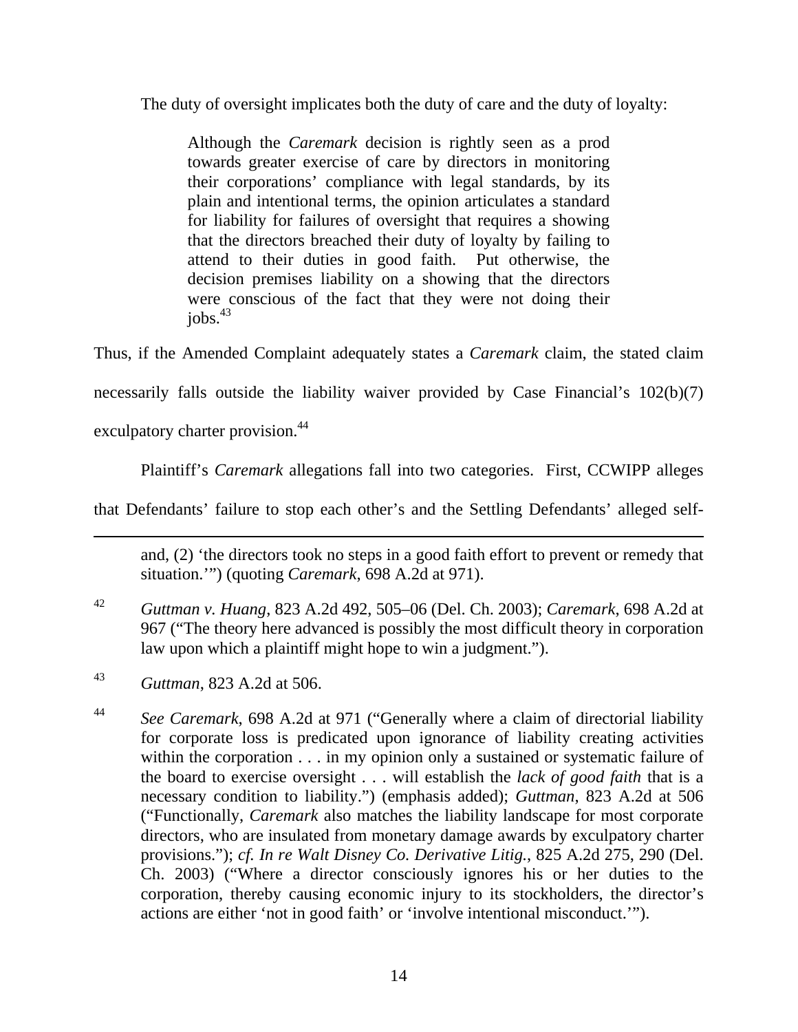The duty of oversight implicates both the duty of care and the duty of loyalty:

> Although the *Caremark* decision is rightly seen as a prod towards greater exercise of care by directors in monitoring their corporations' compliance with legal standards, by its plain and intentional terms, the opinion articulates a standard for liability for failures of oversight that requires a showing that the directors breached their duty of loyalty by failing to attend to their duties in good faith. Put otherwise, the decision premises liability on a showing that the directors were conscious of the fact that they were not doing their jobs.[43]

Thus, if the Amended Complaint adequately states a *Caremark* claim, the stated claim necessarily falls outside the liability waiver provided by Case Financial's 102(b)(7) exculpatory charter provision.[44]

Plaintiff's *Caremark* allegations fall into two categories. First, CCWIPP alleges that Defendants' failure to stop each other's and the Settling Defendants' alleged self-

---

and, (2) 'the directors took no steps in a good faith effort to prevent or remedy that situation.'") (quoting *Caremark*, 698 A.2d at 971).

[42] *Guttman v. Huang*, 823 A.2d 492, 505–06 (Del. Ch. 2003); *Caremark*, 698 A.2d at 967 ("The theory here advanced is possibly the most difficult theory in corporation law upon which a plaintiff might hope to win a judgment.").

[43] *Guttman*, 823 A.2d at 506.

[44] *See Caremark*, 698 A.2d at 971 ("Generally where a claim of directorial liability for corporate loss is predicated upon ignorance of liability creating activities within the corporation . . . in my opinion only a sustained or systematic failure of the board to exercise oversight . . . will establish the *lack of good faith* that is a necessary condition to liability.") (emphasis added); *Guttman*, 823 A.2d at 506 ("Functionally, *Caremark* also matches the liability landscape for most corporate directors, who are insulated from monetary damage awards by exculpatory charter provisions."); *cf. In re Walt Disney Co. Derivative Litig.*, 825 A.2d 275, 290 (Del. Ch. 2003) ("Where a director consciously ignores his or her duties to the corporation, thereby causing economic injury to its stockholders, the director's actions are either 'not in good faith' or 'involve intentional misconduct.'").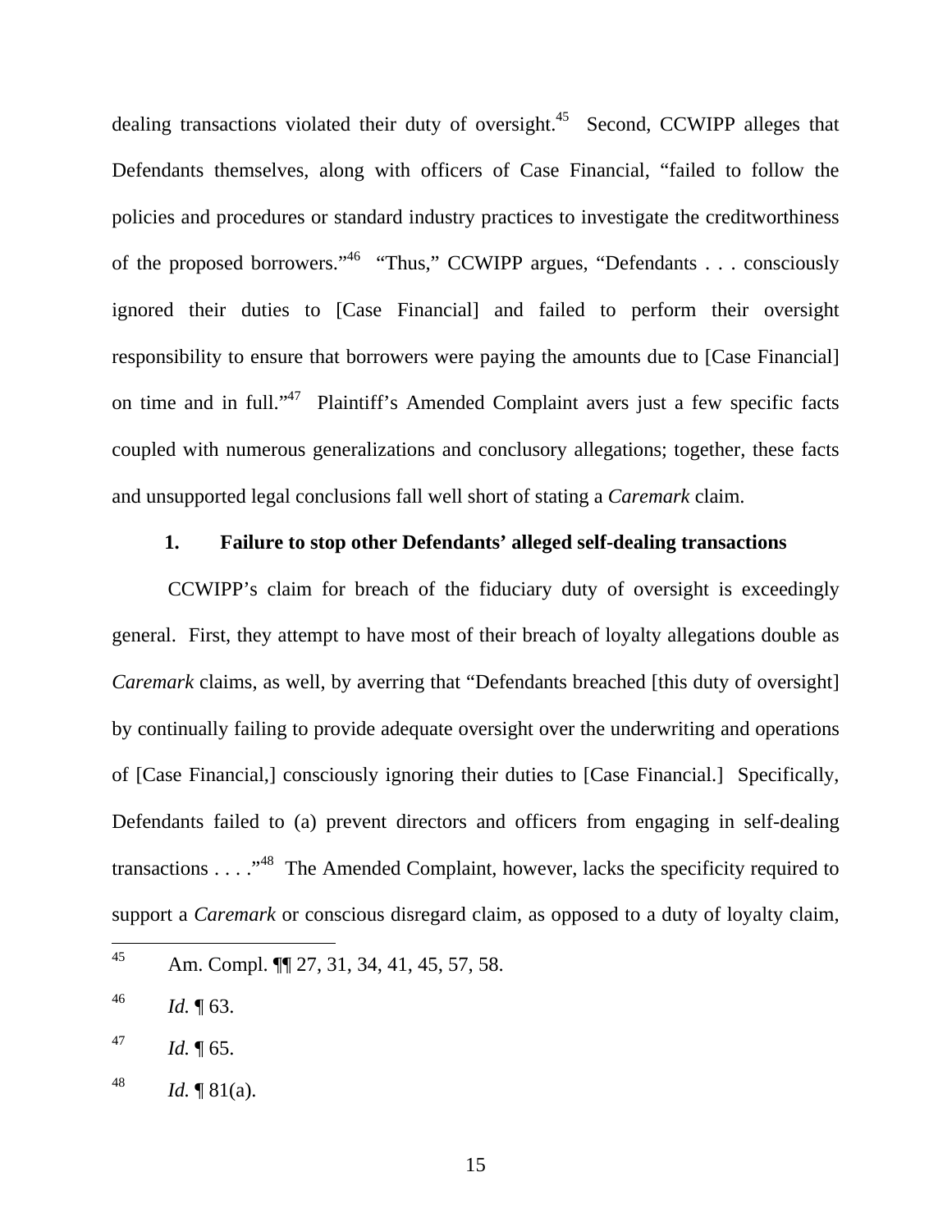dealing transactions violated their duty of oversight.[45] Second, CCWIPP alleges that Defendants themselves, along with officers of Case Financial, "failed to follow the policies and procedures or standard industry practices to investigate the creditworthiness of the proposed borrowers."[46] "Thus," CCWIPP argues, "Defendants . . . consciously ignored their duties to [Case Financial] and failed to perform their oversight responsibility to ensure that borrowers were paying the amounts due to [Case Financial] on time and in full."[47] Plaintiff's Amended Complaint avers just a few specific facts coupled with numerous generalizations and conclusory allegations; together, these facts and unsupported legal conclusions fall well short of stating a *Caremark* claim.

**1. Failure to stop other Defendants' alleged self-dealing transactions**

CCWIPP's claim for breach of the fiduciary duty of oversight is exceedingly general. First, they attempt to have most of their breach of loyalty allegations double as *Caremark* claims, as well, by averring that "Defendants breached [this duty of oversight] by continually failing to provide adequate oversight over the underwriting and operations of [Case Financial,] consciously ignoring their duties to [Case Financial.] Specifically, Defendants failed to (a) prevent directors and officers from engaging in self-dealing transactions . . . ."[48] The Amended Complaint, however, lacks the specificity required to support a *Caremark* or conscious disregard claim, as opposed to a duty of loyalty claim,

---

[45] Am. Compl. ¶¶ 27, 31, 34, 41, 45, 57, 58.

[46] *Id.* ¶ 63.

[47] *Id.* ¶ 65.

[48] *Id.* ¶ 81(a).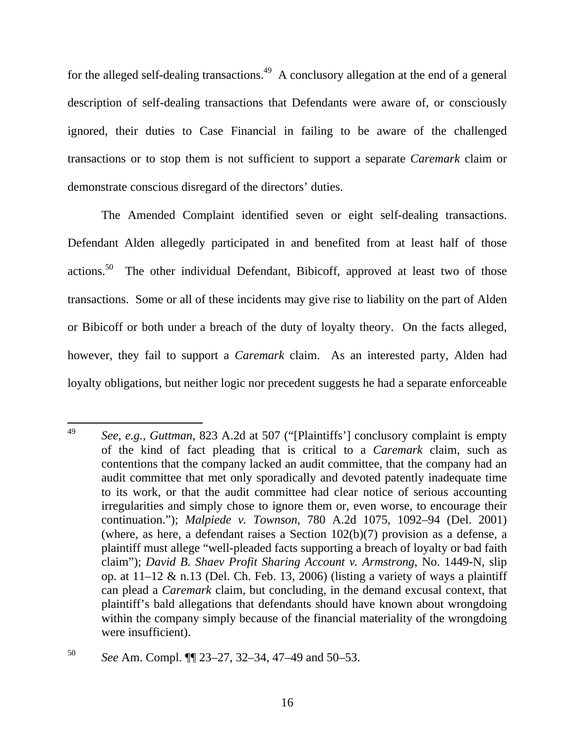for the alleged self-dealing transactions.[49] A conclusory allegation at the end of a general description of self-dealing transactions that Defendants were aware of, or consciously ignored, their duties to Case Financial in failing to be aware of the challenged transactions or to stop them is not sufficient to support a separate *Caremark* claim or demonstrate conscious disregard of the directors' duties.

The Amended Complaint identified seven or eight self-dealing transactions. Defendant Alden allegedly participated in and benefited from at least half of those actions.[50] The other individual Defendant, Bibicoff, approved at least two of those transactions. Some or all of these incidents may give rise to liability on the part of Alden or Bibicoff or both under a breach of the duty of loyalty theory. On the facts alleged, however, they fail to support a *Caremark* claim. As an interested party, Alden had loyalty obligations, but neither logic nor precedent suggests he had a separate enforceable

---

[49] *See, e.g.*, *Guttman*, 823 A.2d at 507 ("[Plaintiffs'] conclusory complaint is empty of the kind of fact pleading that is critical to a *Caremark* claim, such as contentions that the company lacked an audit committee, that the company had an audit committee that met only sporadically and devoted patently inadequate time to its work, or that the audit committee had clear notice of serious accounting irregularities and simply chose to ignore them or, even worse, to encourage their continuation."); *Malpiede v. Townson*, 780 A.2d 1075, 1092–94 (Del. 2001) (where, as here, a defendant raises a Section 102(b)(7) provision as a defense, a plaintiff must allege "well-pleaded facts supporting a breach of loyalty or bad faith claim"); *David B. Shaev Profit Sharing Account v. Armstrong*, No. 1449-N, slip op. at 11–12 & n.13 (Del. Ch. Feb. 13, 2006) (listing a variety of ways a plaintiff can plead a *Caremark* claim, but concluding, in the demand excusal context, that plaintiff's bald allegations that defendants should have known about wrongdoing within the company simply because of the financial materiality of the wrongdoing were insufficient).

[50] *See* Am. Compl. ¶¶ 23–27, 32–34, 47–49 and 50–53.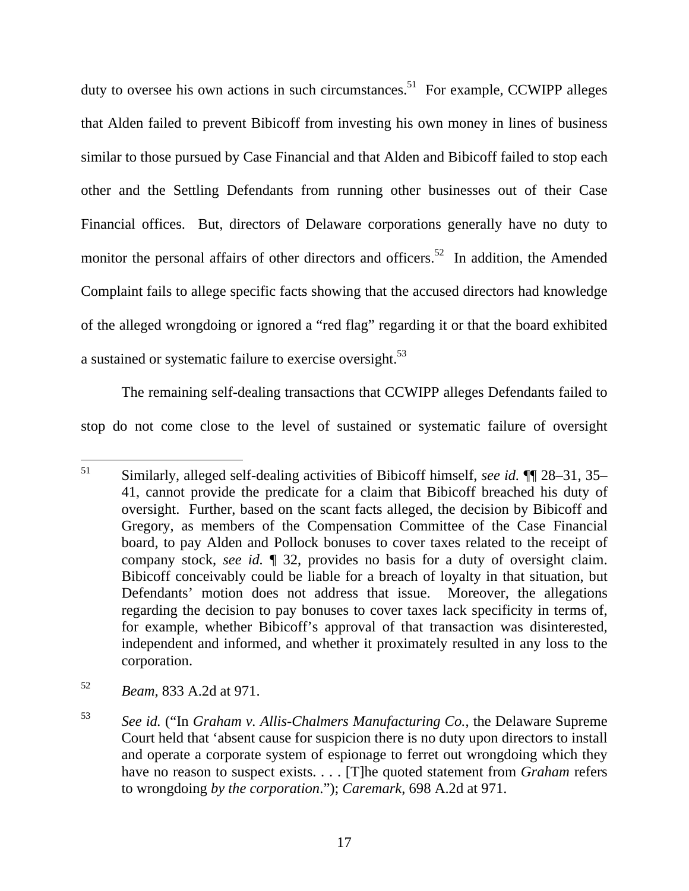duty to oversee his own actions in such circumstances.[51] For example, CCWIPP alleges that Alden failed to prevent Bibicoff from investing his own money in lines of business similar to those pursued by Case Financial and that Alden and Bibicoff failed to stop each other and the Settling Defendants from running other businesses out of their Case Financial offices. But, directors of Delaware corporations generally have no duty to monitor the personal affairs of other directors and officers.[52] In addition, the Amended Complaint fails to allege specific facts showing that the accused directors had knowledge of the alleged wrongdoing or ignored a "red flag" regarding it or that the board exhibited a sustained or systematic failure to exercise oversight.[53]

The remaining self-dealing transactions that CCWIPP alleges Defendants failed to stop do not come close to the level of sustained or systematic failure of oversight

---

[51] Similarly, alleged self-dealing activities of Bibicoff himself, *see id.* ¶¶ 28–31, 35–41, cannot provide the predicate for a claim that Bibicoff breached his duty of oversight. Further, based on the scant facts alleged, the decision by Bibicoff and Gregory, as members of the Compensation Committee of the Case Financial board, to pay Alden and Pollock bonuses to cover taxes related to the receipt of company stock, *see id.* ¶ 32, provides no basis for a duty of oversight claim. Bibicoff conceivably could be liable for a breach of loyalty in that situation, but Defendants' motion does not address that issue. Moreover, the allegations regarding the decision to pay bonuses to cover taxes lack specificity in terms of, for example, whether Bibicoff's approval of that transaction was disinterested, independent and informed, and whether it proximately resulted in any loss to the corporation.

[52] *Beam*, 833 A.2d at 971.

[53] *See id.* ("In *Graham v. Allis-Chalmers Manufacturing Co.*, the Delaware Supreme Court held that 'absent cause for suspicion there is no duty upon directors to install and operate a corporate system of espionage to ferret out wrongdoing which they have no reason to suspect exists. . . . [T]he quoted statement from *Graham* refers to wrongdoing *by the corporation*."); *Caremark*, 698 A.2d at 971.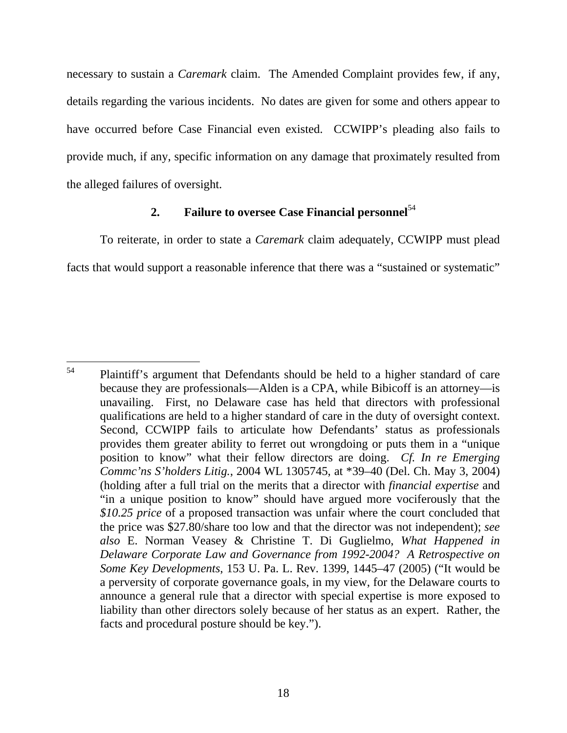necessary to sustain a *Caremark* claim. The Amended Complaint provides few, if any, details regarding the various incidents. No dates are given for some and others appear to have occurred before Case Financial even existed. CCWIPP's pleading also fails to provide much, if any, specific information on any damage that proximately resulted from the alleged failures of oversight.

### 2. Failure to oversee Case Financial personnel[54]

To reiterate, in order to state a *Caremark* claim adequately, CCWIPP must plead facts that would support a reasonable inference that there was a "sustained or systematic"

---

[54] Plaintiff's argument that Defendants should be held to a higher standard of care because they are professionals—Alden is a CPA, while Bibicoff is an attorney—is unavailing. First, no Delaware case has held that directors with professional qualifications are held to a higher standard of care in the duty of oversight context. Second, CCWIPP fails to articulate how Defendants' status as professionals provides them greater ability to ferret out wrongdoing or puts them in a "unique position to know" what their fellow directors are doing. *Cf. In re Emerging Commc'ns S'holders Litig.*, 2004 WL 1305745, at *39–40 (Del. Ch. May 3, 2004) (holding after a full trial on the merits that a director with *financial expertise* and "in a unique position to know" should have argued more vociferously that the *$10.25 price* of a proposed transaction was unfair where the court concluded that the price was $27.80/share too low and that the director was not independent); *see also* E. Norman Veasey & Christine T. Di Guglielmo, *What Happened in Delaware Corporate Law and Governance from 1992-2004? A Retrospective on Some Key Developments*, 153 U. Pa. L. Rev. 1399, 1445–47 (2005) ("It would be a perversity of corporate governance goals, in my view, for the Delaware courts to announce a general rule that a director with special expertise is more exposed to liability than other directors solely because of her status as an expert. Rather, the facts and procedural posture should be key.").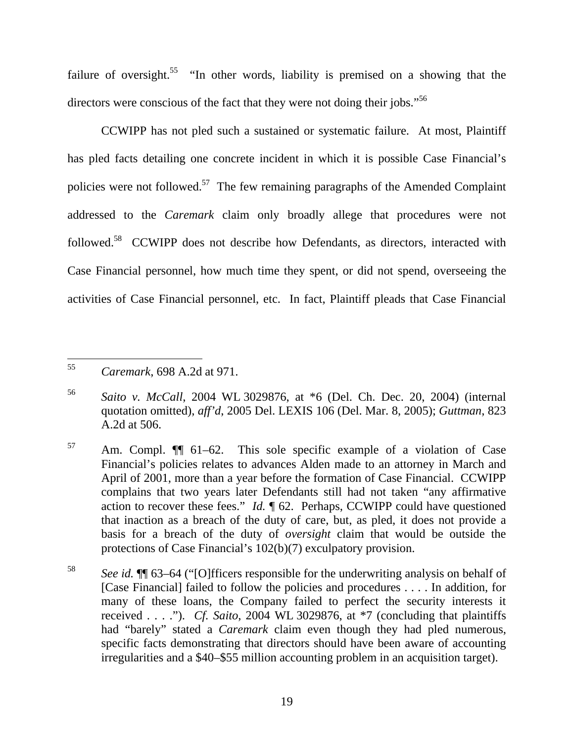failure of oversight.[55] "In other words, liability is premised on a showing that the directors were conscious of the fact that they were not doing their jobs."[56]

CCWIPP has not pled such a sustained or systematic failure. At most, Plaintiff has pled facts detailing one concrete incident in which it is possible Case Financial's policies were not followed.[57] The few remaining paragraphs of the Amended Complaint addressed to the *Caremark* claim only broadly allege that procedures were not followed.[58] CCWIPP does not describe how Defendants, as directors, interacted with Case Financial personnel, how much time they spent, or did not spend, overseeing the activities of Case Financial personnel, etc. In fact, Plaintiff pleads that Case Financial

---

[55] *Caremark*, 698 A.2d at 971.

[56] *Saito v. McCall*, 2004 WL 3029876, at *6 (Del. Ch. Dec. 20, 2004) (internal quotation omitted), *aff'd*, 2005 Del. LEXIS 106 (Del. Mar. 8, 2005); *Guttman*, 823 A.2d at 506.

[57] Am. Compl. ¶¶ 61–62. This sole specific example of a violation of Case Financial's policies relates to advances Alden made to an attorney in March and April of 2001, more than a year before the formation of Case Financial. CCWIPP complains that two years later Defendants still had not taken "any affirmative action to recover these fees." *Id.* ¶ 62. Perhaps, CCWIPP could have questioned that inaction as a breach of the duty of care, but, as pled, it does not provide a basis for a breach of the duty of *oversight* claim that would be outside the protections of Case Financial's 102(b)(7) exculpatory provision.

[58] *See id.* ¶¶ 63–64 ("[O]fficers responsible for the underwriting analysis on behalf of [Case Financial] failed to follow the policies and procedures . . . . In addition, for many of these loans, the Company failed to perfect the security interests it received . . . ."). *Cf. Saito*, 2004 WL 3029876, at *7 (concluding that plaintiffs had "barely" stated a *Caremark* claim even though they had pled numerous, specific facts demonstrating that directors should have been aware of accounting irregularities and a $40–$55 million accounting problem in an acquisition target).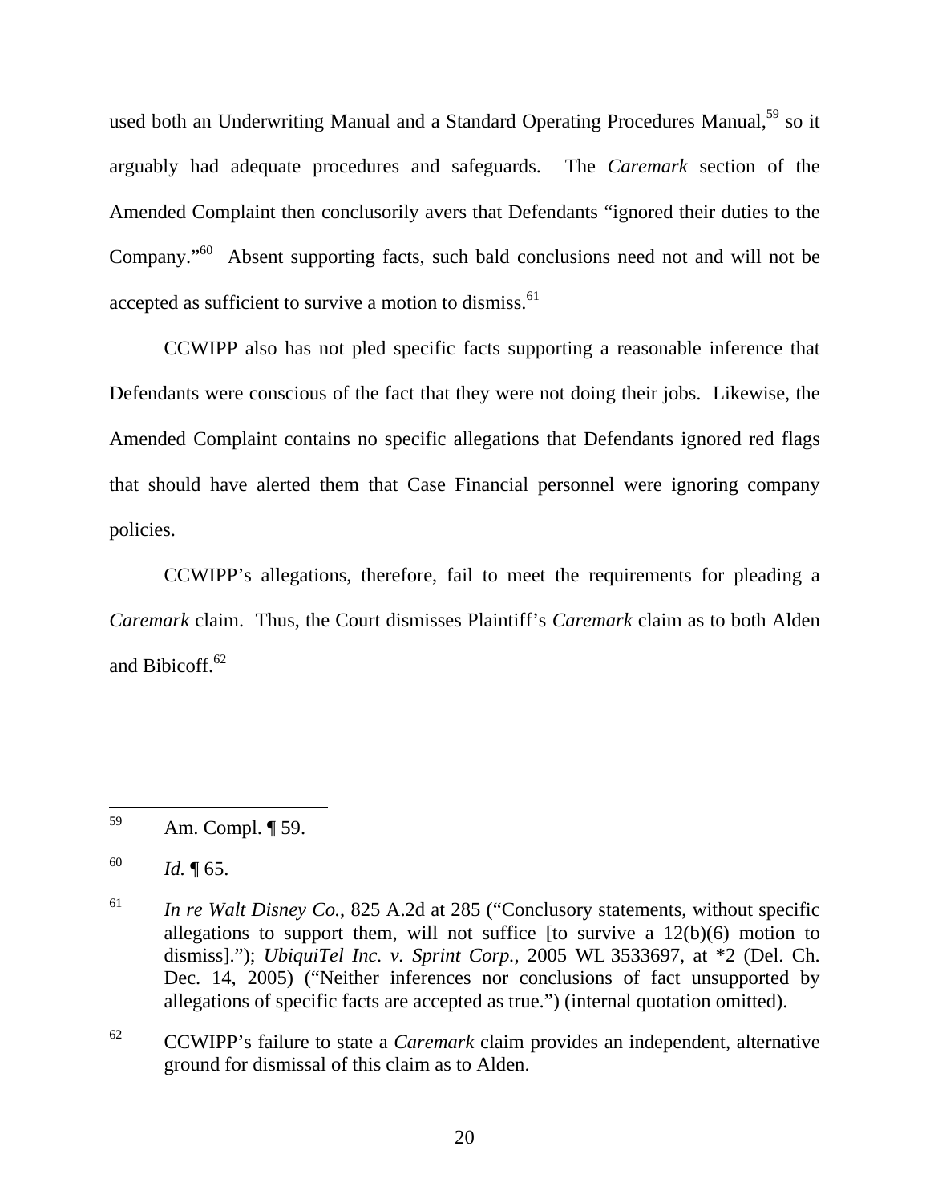used both an Underwriting Manual and a Standard Operating Procedures Manual,[59] so it arguably had adequate procedures and safeguards. The *Caremark* section of the Amended Complaint then conclusorily avers that Defendants "ignored their duties to the Company."[60] Absent supporting facts, such bald conclusions need not and will not be accepted as sufficient to survive a motion to dismiss.[61]

CCWIPP also has not pled specific facts supporting a reasonable inference that Defendants were conscious of the fact that they were not doing their jobs. Likewise, the Amended Complaint contains no specific allegations that Defendants ignored red flags that should have alerted them that Case Financial personnel were ignoring company policies.

CCWIPP's allegations, therefore, fail to meet the requirements for pleading a *Caremark* claim. Thus, the Court dismisses Plaintiff's *Caremark* claim as to both Alden and Bibicoff.[62]

---

[59] Am. Compl. ¶ 59.

[60] *Id.* ¶ 65.

[61] *In re Walt Disney Co.*, 825 A.2d at 285 ("Conclusory statements, without specific allegations to support them, will not suffice [to survive a 12(b)(6) motion to dismiss]."); *UbiquiTel Inc. v. Sprint Corp.*, 2005 WL 3533697, at *2 (Del. Ch. Dec. 14, 2005) ("Neither inferences nor conclusions of fact unsupported by allegations of specific facts are accepted as true.") (internal quotation omitted).

[62] CCWIPP's failure to state a *Caremark* claim provides an independent, alternative ground for dismissal of this claim as to Alden.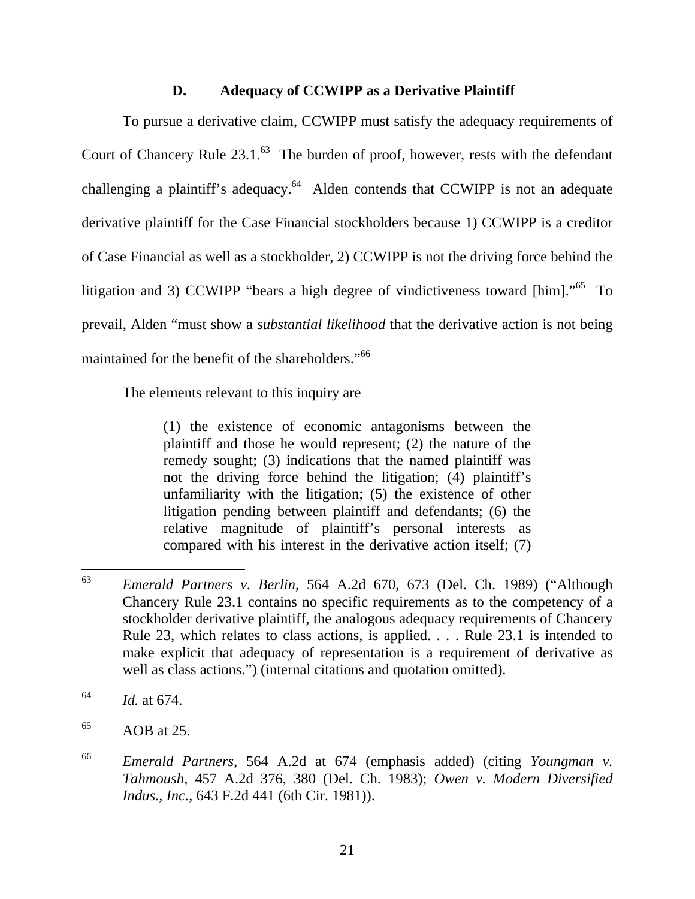### D. Adequacy of CCWIPP as a Derivative Plaintiff

To pursue a derivative claim, CCWIPP must satisfy the adequacy requirements of Court of Chancery Rule 23.1.[63] The burden of proof, however, rests with the defendant challenging a plaintiff's adequacy.[64] Alden contends that CCWIPP is not an adequate derivative plaintiff for the Case Financial stockholders because 1) CCWIPP is a creditor of Case Financial as well as a stockholder, 2) CCWIPP is not the driving force behind the litigation and 3) CCWIPP "bears a high degree of vindictiveness toward [him]."[65] To prevail, Alden "must show a *substantial likelihood* that the derivative action is not being maintained for the benefit of the shareholders."[66]

The elements relevant to this inquiry are

> (1) the existence of economic antagonisms between the plaintiff and those he would represent; (2) the nature of the remedy sought; (3) indications that the named plaintiff was not the driving force behind the litigation; (4) plaintiff's unfamiliarity with the litigation; (5) the existence of other litigation pending between plaintiff and defendants; (6) the relative magnitude of plaintiff's personal interests as compared with his interest in the derivative action itself; (7)

---

[63] *Emerald Partners v. Berlin*, 564 A.2d 670, 673 (Del. Ch. 1989) ("Although Chancery Rule 23.1 contains no specific requirements as to the competency of a stockholder derivative plaintiff, the analogous adequacy requirements of Chancery Rule 23, which relates to class actions, is applied. . . . Rule 23.1 is intended to make explicit that adequacy of representation is a requirement of derivative as well as class actions.") (internal citations and quotation omitted).

[64] *Id.* at 674.

[65] AOB at 25.

[66] *Emerald Partners*, 564 A.2d at 674 (emphasis added) (citing *Youngman v. Tahmoush*, 457 A.2d 376, 380 (Del. Ch. 1983); *Owen v. Modern Diversified Indus., Inc.*, 643 F.2d 441 (6th Cir. 1981)).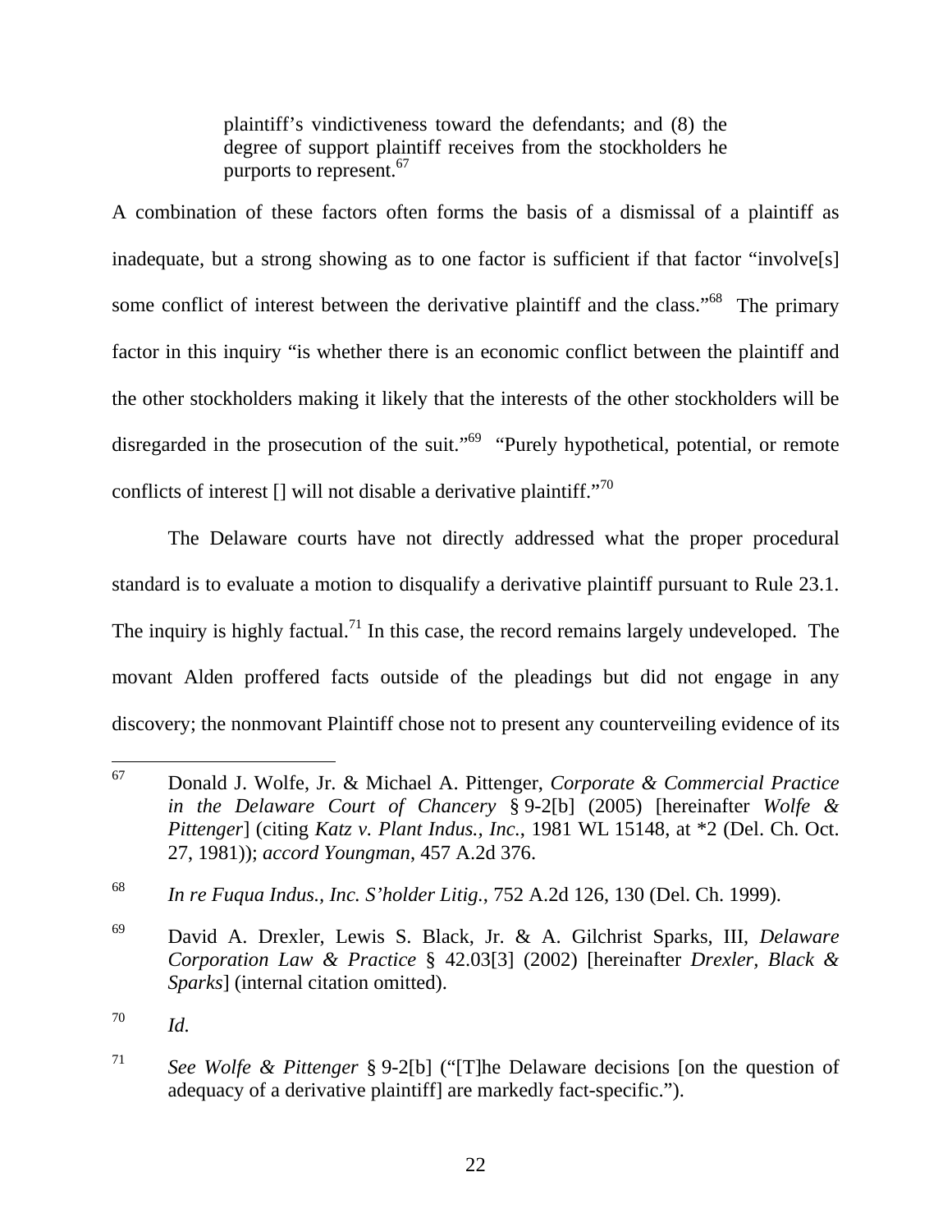> plaintiff's vindictiveness toward the defendants; and (8) the degree of support plaintiff receives from the stockholders he purports to represent.[67]

A combination of these factors often forms the basis of a dismissal of a plaintiff as inadequate, but a strong showing as to one factor is sufficient if that factor "involve[s] some conflict of interest between the derivative plaintiff and the class."[68] The primary factor in this inquiry "is whether there is an economic conflict between the plaintiff and the other stockholders making it likely that the interests of the other stockholders will be disregarded in the prosecution of the suit."[69] "Purely hypothetical, potential, or remote conflicts of interest [] will not disable a derivative plaintiff."[70]

The Delaware courts have not directly addressed what the proper procedural standard is to evaluate a motion to disqualify a derivative plaintiff pursuant to Rule 23.1. The inquiry is highly factual.[71] In this case, the record remains largely undeveloped. The movant Alden proffered facts outside of the pleadings but did not engage in any discovery; the nonmovant Plaintiff chose not to present any counterveiling evidence of its

---

[67] Donald J. Wolfe, Jr. & Michael A. Pittenger, *Corporate & Commercial Practice in the Delaware Court of Chancery* § 9-2[b] (2005) [hereinafter *Wolfe & Pittenger*] (citing *Katz v. Plant Indus., Inc.*, 1981 WL 15148, at *2 (Del. Ch. Oct. 27, 1981)); *accord Youngman*, 457 A.2d 376.

[68] *In re Fuqua Indus., Inc. S'holder Litig.*, 752 A.2d 126, 130 (Del. Ch. 1999).

[69] David A. Drexler, Lewis S. Black, Jr. & A. Gilchrist Sparks, III, *Delaware Corporation Law & Practice* § 42.03[3] (2002) [hereinafter *Drexler, Black & Sparks*] (internal citation omitted).

[70] *Id.*

[71] *See Wolfe & Pittenger* § 9-2[b] ("[T]he Delaware decisions [on the question of adequacy of a derivative plaintiff] are markedly fact-specific.").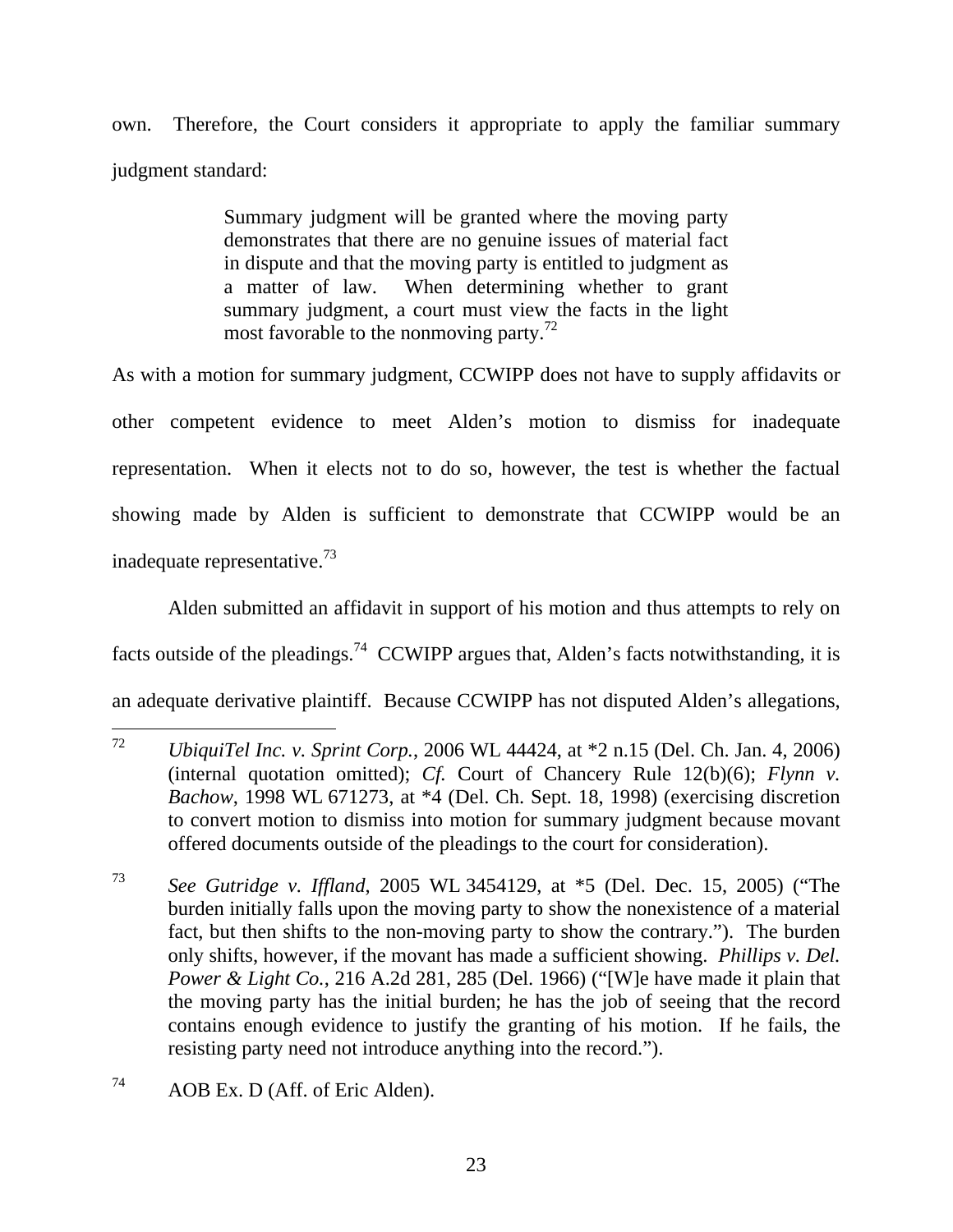own. Therefore, the Court considers it appropriate to apply the familiar summary judgment standard:

> Summary judgment will be granted where the moving party demonstrates that there are no genuine issues of material fact in dispute and that the moving party is entitled to judgment as a matter of law. When determining whether to grant summary judgment, a court must view the facts in the light most favorable to the nonmoving party.[72]

As with a motion for summary judgment, CCWIPP does not have to supply affidavits or other competent evidence to meet Alden's motion to dismiss for inadequate representation. When it elects not to do so, however, the test is whether the factual showing made by Alden is sufficient to demonstrate that CCWIPP would be an inadequate representative.[73]

Alden submitted an affidavit in support of his motion and thus attempts to rely on facts outside of the pleadings.[74] CCWIPP argues that, Alden's facts notwithstanding, it is an adequate derivative plaintiff. Because CCWIPP has not disputed Alden's allegations,

---

[72] *UbiquiTel Inc. v. Sprint Corp.*, 2006 WL 44424, at *2 n.15 (Del. Ch. Jan. 4, 2006) (internal quotation omitted); *Cf.* Court of Chancery Rule 12(b)(6); *Flynn v. Bachow*, 1998 WL 671273, at *4 (Del. Ch. Sept. 18, 1998) (exercising discretion to convert motion to dismiss into motion for summary judgment because movant offered documents outside of the pleadings to the court for consideration).

[73] *See Gutridge v. Iffland*, 2005 WL 3454129, at *5 (Del. Dec. 15, 2005) ("The burden initially falls upon the moving party to show the nonexistence of a material fact, but then shifts to the non-moving party to show the contrary."). The burden only shifts, however, if the movant has made a sufficient showing. *Phillips v. Del. Power & Light Co.*, 216 A.2d 281, 285 (Del. 1966) ("[W]e have made it plain that the moving party has the initial burden; he has the job of seeing that the record contains enough evidence to justify the granting of his motion. If he fails, the resisting party need not introduce anything into the record.").

[74] AOB Ex. D (Aff. of Eric Alden).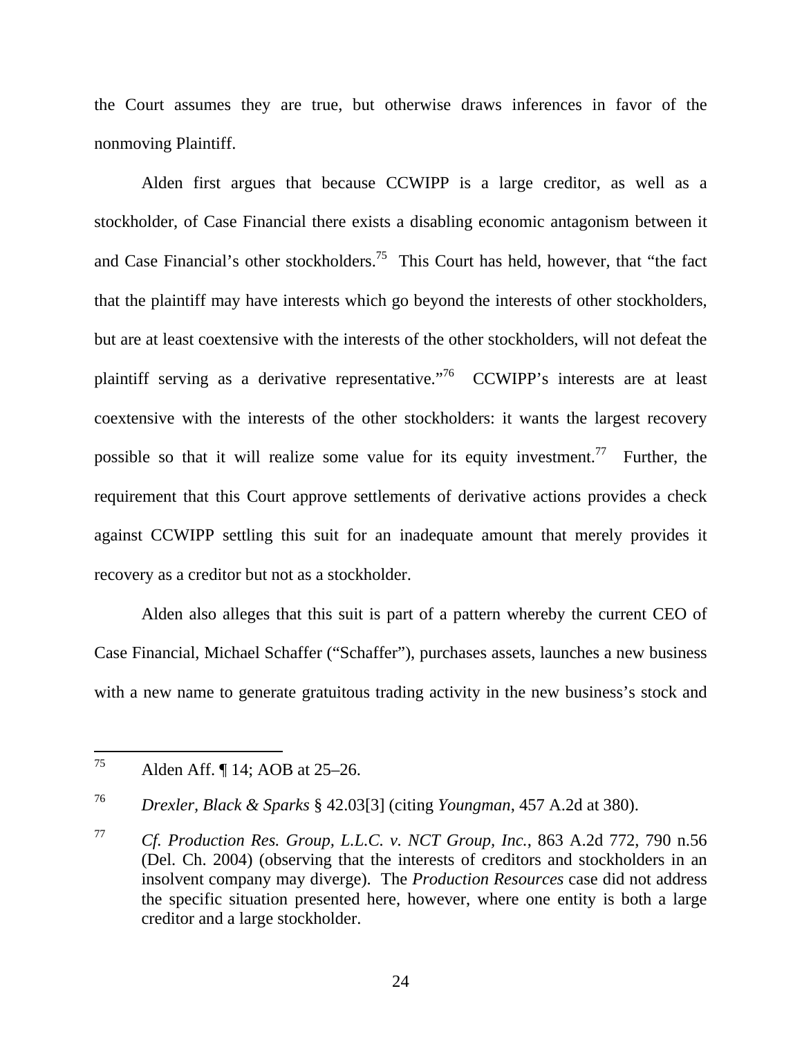the Court assumes they are true, but otherwise draws inferences in favor of the nonmoving Plaintiff.

Alden first argues that because CCWIPP is a large creditor, as well as a stockholder, of Case Financial there exists a disabling economic antagonism between it and Case Financial's other stockholders.[75] This Court has held, however, that "the fact that the plaintiff may have interests which go beyond the interests of other stockholders, but are at least coextensive with the interests of the other stockholders, will not defeat the plaintiff serving as a derivative representative."[76] CCWIPP's interests are at least coextensive with the interests of the other stockholders: it wants the largest recovery possible so that it will realize some value for its equity investment.[77] Further, the requirement that this Court approve settlements of derivative actions provides a check against CCWIPP settling this suit for an inadequate amount that merely provides it recovery as a creditor but not as a stockholder.

Alden also alleges that this suit is part of a pattern whereby the current CEO of Case Financial, Michael Schaffer ("Schaffer"), purchases assets, launches a new business with a new name to generate gratuitous trading activity in the new business's stock and

---

[75] Alden Aff. ¶ 14; AOB at 25–26.

[76] *Drexler, Black & Sparks* § 42.03[3] (citing *Youngman*, 457 A.2d at 380).

[77] *Cf. Production Res. Group, L.L.C. v. NCT Group, Inc.*, 863 A.2d 772, 790 n.56 (Del. Ch. 2004) (observing that the interests of creditors and stockholders in an insolvent company may diverge). The *Production Resources* case did not address the specific situation presented here, however, where one entity is both a large creditor and a large stockholder.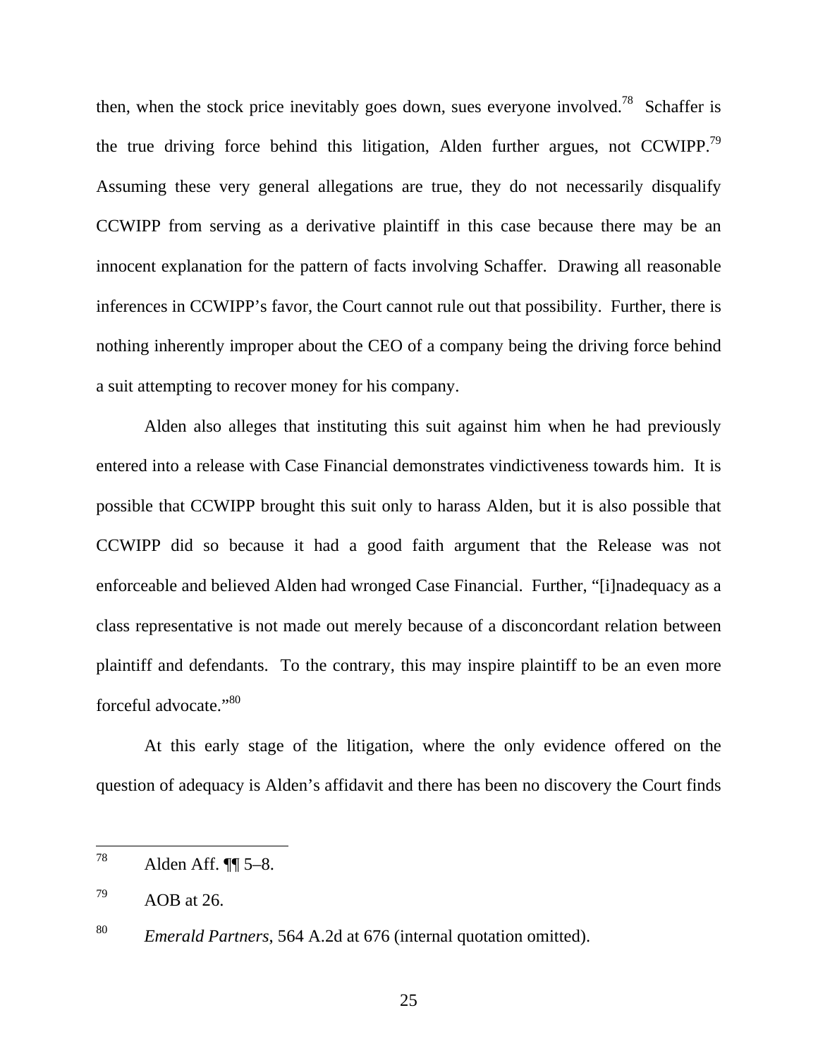then, when the stock price inevitably goes down, sues everyone involved.[78] Schaffer is the true driving force behind this litigation, Alden further argues, not CCWIPP.[79] Assuming these very general allegations are true, they do not necessarily disqualify CCWIPP from serving as a derivative plaintiff in this case because there may be an innocent explanation for the pattern of facts involving Schaffer. Drawing all reasonable inferences in CCWIPP's favor, the Court cannot rule out that possibility. Further, there is nothing inherently improper about the CEO of a company being the driving force behind a suit attempting to recover money for his company.

Alden also alleges that instituting this suit against him when he had previously entered into a release with Case Financial demonstrates vindictiveness towards him. It is possible that CCWIPP brought this suit only to harass Alden, but it is also possible that CCWIPP did so because it had a good faith argument that the Release was not enforceable and believed Alden had wronged Case Financial. Further, "[i]nadequacy as a class representative is not made out merely because of a disconcordant relation between plaintiff and defendants. To the contrary, this may inspire plaintiff to be an even more forceful advocate."[80]

At this early stage of the litigation, where the only evidence offered on the question of adequacy is Alden's affidavit and there has been no discovery the Court finds

---

[78] Alden Aff. ¶¶ 5–8.

[79] AOB at 26.

[80] *Emerald Partners*, 564 A.2d at 676 (internal quotation omitted).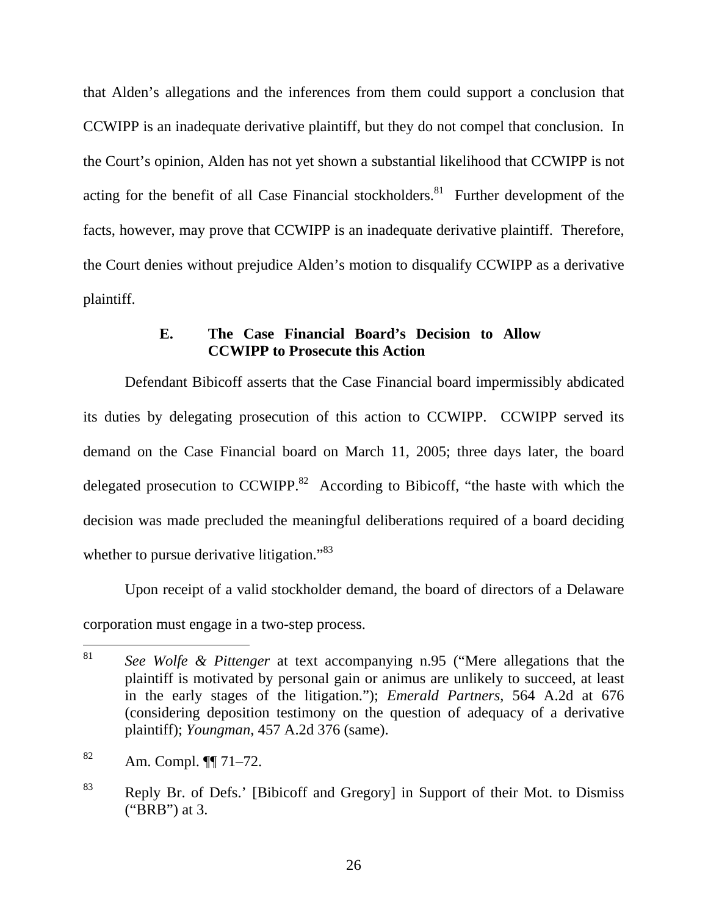that Alden's allegations and the inferences from them could support a conclusion that CCWIPP is an inadequate derivative plaintiff, but they do not compel that conclusion. In the Court's opinion, Alden has not yet shown a substantial likelihood that CCWIPP is not acting for the benefit of all Case Financial stockholders.[81] Further development of the facts, however, may prove that CCWIPP is an inadequate derivative plaintiff. Therefore, the Court denies without prejudice Alden's motion to disqualify CCWIPP as a derivative plaintiff.

### E. The Case Financial Board's Decision to Allow CCWIPP to Prosecute this Action

Defendant Bibicoff asserts that the Case Financial board impermissibly abdicated its duties by delegating prosecution of this action to CCWIPP. CCWIPP served its demand on the Case Financial board on March 11, 2005; three days later, the board delegated prosecution to CCWIPP.[82] According to Bibicoff, "the haste with which the decision was made precluded the meaningful deliberations required of a board deciding whether to pursue derivative litigation."[83]

Upon receipt of a valid stockholder demand, the board of directors of a Delaware corporation must engage in a two-step process.

---

[81] *See Wolfe & Pittenger* at text accompanying n.95 ("Mere allegations that the plaintiff is motivated by personal gain or animus are unlikely to succeed, at least in the early stages of the litigation."); *Emerald Partners*, 564 A.2d at 676 (considering deposition testimony on the question of adequacy of a derivative plaintiff); *Youngman*, 457 A.2d 376 (same).

[82] Am. Compl. ¶¶ 71–72.

[83] Reply Br. of Defs.' [Bibicoff and Gregory] in Support of their Mot. to Dismiss ("BRB") at 3.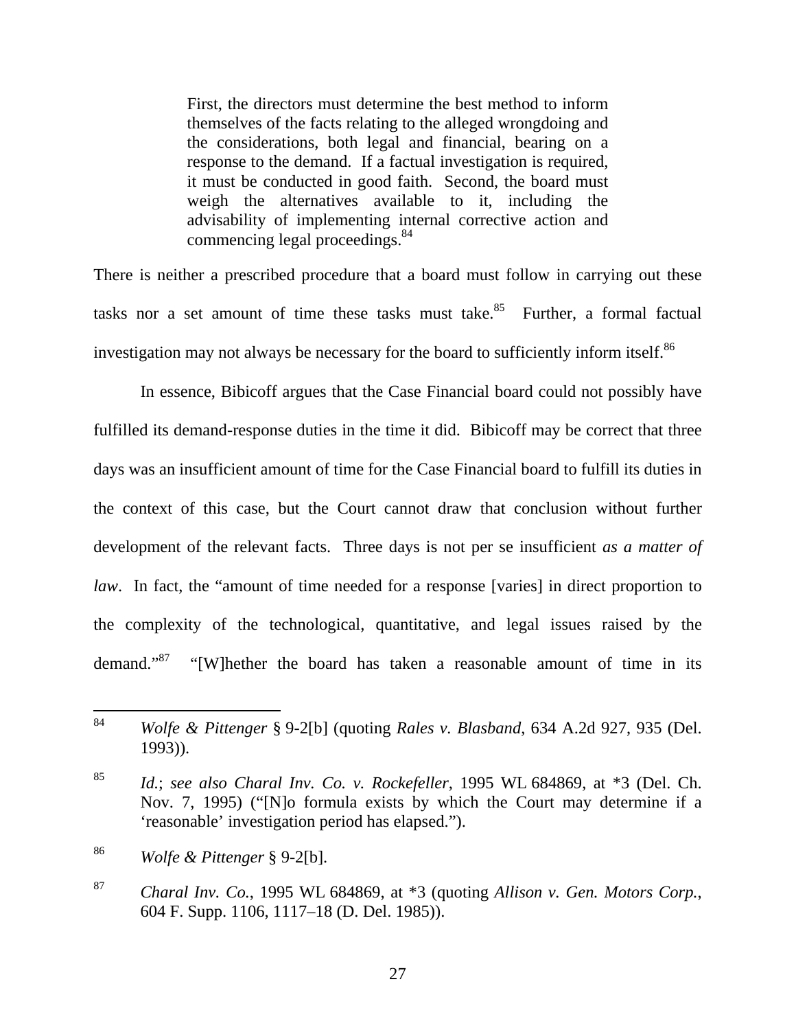> First, the directors must determine the best method to inform themselves of the facts relating to the alleged wrongdoing and the considerations, both legal and financial, bearing on a response to the demand. If a factual investigation is required, it must be conducted in good faith. Second, the board must weigh the alternatives available to it, including the advisability of implementing internal corrective action and commencing legal proceedings.[84]

There is neither a prescribed procedure that a board must follow in carrying out these tasks nor a set amount of time these tasks must take.[85] Further, a formal factual investigation may not always be necessary for the board to sufficiently inform itself.[86]

In essence, Bibicoff argues that the Case Financial board could not possibly have fulfilled its demand-response duties in the time it did. Bibicoff may be correct that three days was an insufficient amount of time for the Case Financial board to fulfill its duties in the context of this case, but the Court cannot draw that conclusion without further development of the relevant facts. Three days is not per se insufficient *as a matter of law*. In fact, the "amount of time needed for a response [varies] in direct proportion to the complexity of the technological, quantitative, and legal issues raised by the demand."[87] "[W]hether the board has taken a reasonable amount of time in its

---

[84] *Wolfe & Pittenger* § 9-2[b] (quoting *Rales v. Blasband*, 634 A.2d 927, 935 (Del. 1993)).

[85] *Id.*; *see also Charal Inv. Co. v. Rockefeller*, 1995 WL 684869, at *3 (Del. Ch. Nov. 7, 1995) ("[N]o formula exists by which the Court may determine if a 'reasonable' investigation period has elapsed.").

[86] *Wolfe & Pittenger* § 9-2[b].

[87] *Charal Inv. Co.*, 1995 WL 684869, at *3 (quoting *Allison v. Gen. Motors Corp.*, 604 F. Supp. 1106, 1117–18 (D. Del. 1985)).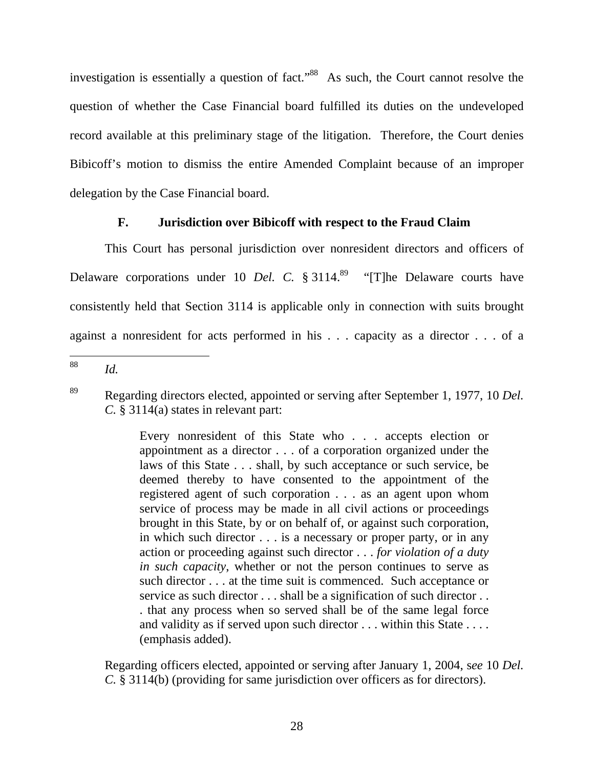investigation is essentially a question of fact."[88] As such, the Court cannot resolve the question of whether the Case Financial board fulfilled its duties on the undeveloped record available at this preliminary stage of the litigation. Therefore, the Court denies Bibicoff's motion to dismiss the entire Amended Complaint because of an improper delegation by the Case Financial board.

### F. Jurisdiction over Bibicoff with respect to the Fraud Claim

This Court has personal jurisdiction over nonresident directors and officers of Delaware corporations under 10 *Del. C.* § 3114.[89] "[T]he Delaware courts have consistently held that Section 3114 is applicable only in connection with suits brought against a nonresident for acts performed in his . . . capacity as a director . . . of a

---

[88] *Id.*

[89] Regarding directors elected, appointed or serving after September 1, 1977, 10 *Del. C.* § 3114(a) states in relevant part:

> Every nonresident of this State who . . . accepts election or appointment as a director . . . of a corporation organized under the laws of this State . . . shall, by such acceptance or such service, be deemed thereby to have consented to the appointment of the registered agent of such corporation . . . as an agent upon whom service of process may be made in all civil actions or proceedings brought in this State, by or on behalf of, or against such corporation, in which such director . . . is a necessary or proper party, or in any action or proceeding against such director . . . *for violation of a duty in such capacity*, whether or not the person continues to serve as such director . . . at the time suit is commenced. Such acceptance or service as such director . . . shall be a signification of such director . . . that any process when so served shall be of the same legal force and validity as if served upon such director . . . within this State . . . . (emphasis added).

Regarding officers elected, appointed or serving after January 1, 2004, *see* 10 *Del. C.* § 3114(b) (providing for same jurisdiction over officers as for directors).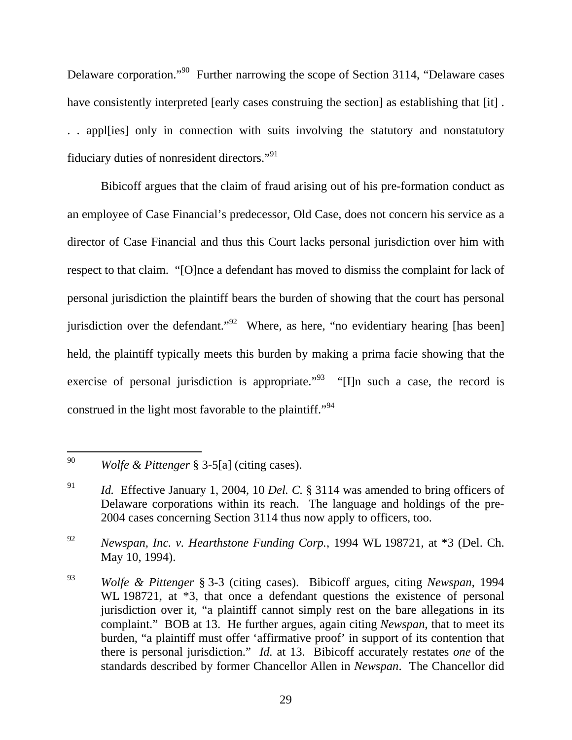Delaware corporation."[90] Further narrowing the scope of Section 3114, "Delaware cases have consistently interpreted [early cases construing the section] as establishing that [it] . . . appl[ies] only in connection with suits involving the statutory and nonstatutory fiduciary duties of nonresident directors."[91]

Bibicoff argues that the claim of fraud arising out of his pre-formation conduct as an employee of Case Financial's predecessor, Old Case, does not concern his service as a director of Case Financial and thus this Court lacks personal jurisdiction over him with respect to that claim. "[O]nce a defendant has moved to dismiss the complaint for lack of personal jurisdiction the plaintiff bears the burden of showing that the court has personal jurisdiction over the defendant."[92] Where, as here, "no evidentiary hearing [has been] held, the plaintiff typically meets this burden by making a prima facie showing that the exercise of personal jurisdiction is appropriate."[93] "[I]n such a case, the record is construed in the light most favorable to the plaintiff."[94]

---

[90] *Wolfe & Pittenger* § 3-5[a] (citing cases).

[91] *Id.* Effective January 1, 2004, 10 *Del. C.* § 3114 was amended to bring officers of Delaware corporations within its reach. The language and holdings of the pre-2004 cases concerning Section 3114 thus now apply to officers, too.

[92] *Newspan, Inc. v. Hearthstone Funding Corp.*, 1994 WL 198721, at *3 (Del. Ch. May 10, 1994).

[93] *Wolfe & Pittenger* § 3-3 (citing cases). Bibicoff argues, citing *Newspan*, 1994 WL 198721, at *3, that once a defendant questions the existence of personal jurisdiction over it, "a plaintiff cannot simply rest on the bare allegations in its complaint." BOB at 13. He further argues, again citing *Newspan*, that to meet its burden, "a plaintiff must offer 'affirmative proof' in support of its contention that there is personal jurisdiction." *Id.* at 13. Bibicoff accurately restates *one* of the standards described by former Chancellor Allen in *Newspan*. The Chancellor did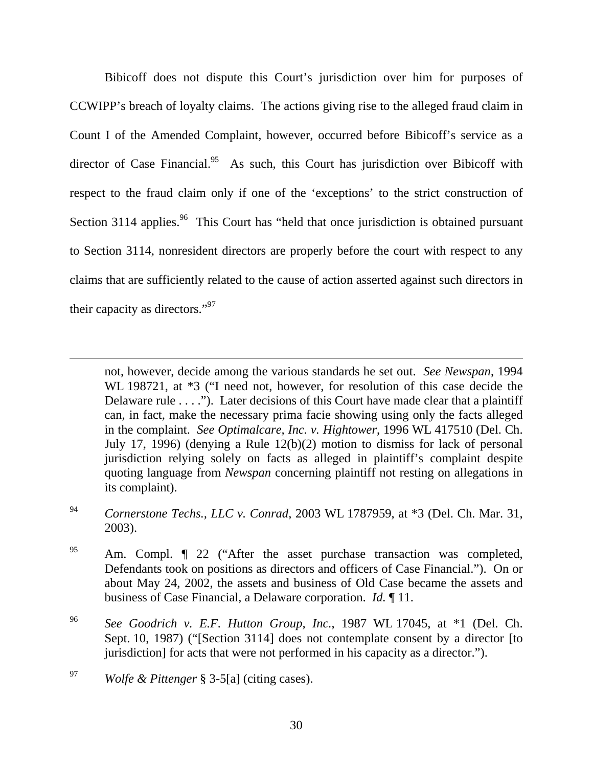Bibicoff does not dispute this Court's jurisdiction over him for purposes of CCWIPP's breach of loyalty claims. The actions giving rise to the alleged fraud claim in Count I of the Amended Complaint, however, occurred before Bibicoff's service as a director of Case Financial.[95] As such, this Court has jurisdiction over Bibicoff with respect to the fraud claim only if one of the 'exceptions' to the strict construction of Section 3114 applies.[96] This Court has "held that once jurisdiction is obtained pursuant to Section 3114, nonresident directors are properly before the court with respect to any claims that are sufficiently related to the cause of action asserted against such directors in their capacity as directors."[97]

---

not, however, decide among the various standards he set out. *See Newspan*, 1994 WL 198721, at *3 ("I need not, however, for resolution of this case decide the Delaware rule . . . ."). Later decisions of this Court have made clear that a plaintiff can, in fact, make the necessary prima facie showing using only the facts alleged in the complaint. *See Optimalcare, Inc. v. Hightower*, 1996 WL 417510 (Del. Ch. July 17, 1996) (denying a Rule 12(b)(2) motion to dismiss for lack of personal jurisdiction relying solely on facts as alleged in plaintiff's complaint despite quoting language from *Newspan* concerning plaintiff not resting on allegations in its complaint).

[94] *Cornerstone Techs., LLC v. Conrad*, 2003 WL 1787959, at *3 (Del. Ch. Mar. 31, 2003).

[95] Am. Compl. ¶ 22 ("After the asset purchase transaction was completed, Defendants took on positions as directors and officers of Case Financial."). On or about May 24, 2002, the assets and business of Old Case became the assets and business of Case Financial, a Delaware corporation. *Id.* ¶ 11.

[96] *See Goodrich v. E.F. Hutton Group, Inc.*, 1987 WL 17045, at *1 (Del. Ch. Sept. 10, 1987) ("[Section 3114] does not contemplate consent by a director [to jurisdiction] for acts that were not performed in his capacity as a director.").

[97] *Wolfe & Pittenger* § 3-5[a] (citing cases).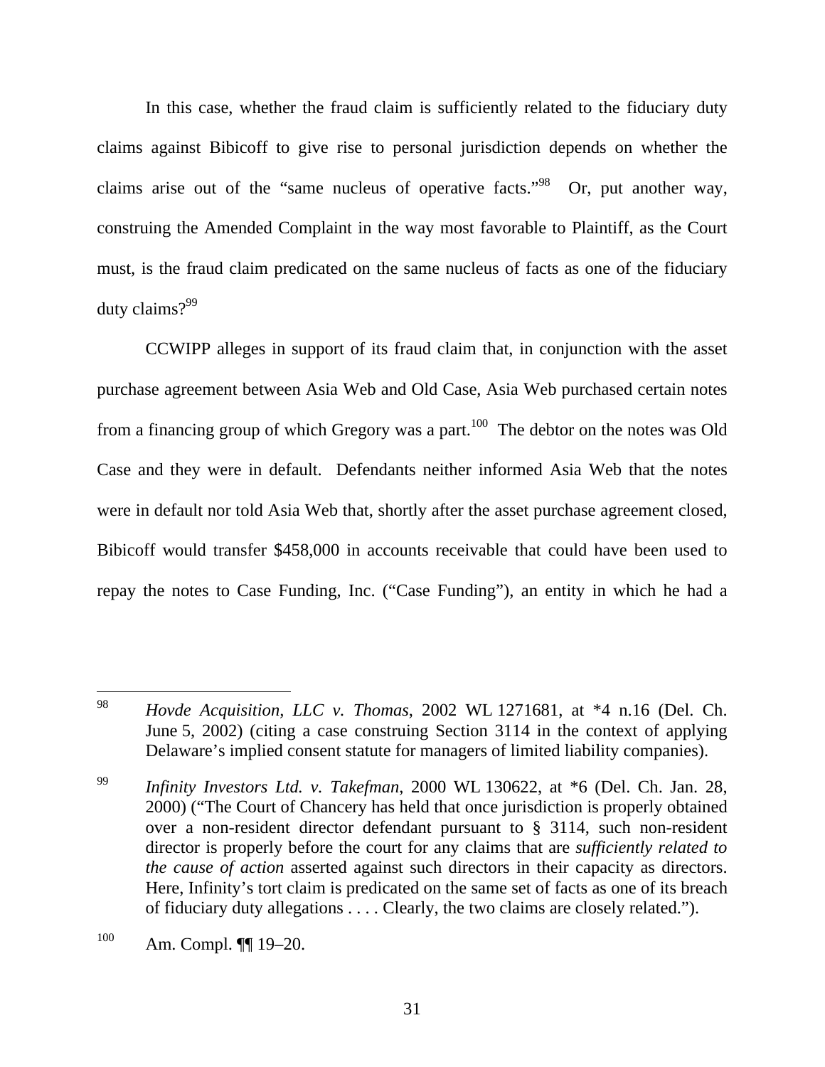In this case, whether the fraud claim is sufficiently related to the fiduciary duty claims against Bibicoff to give rise to personal jurisdiction depends on whether the claims arise out of the "same nucleus of operative facts."[98] Or, put another way, construing the Amended Complaint in the way most favorable to Plaintiff, as the Court must, is the fraud claim predicated on the same nucleus of facts as one of the fiduciary duty claims?[99]

CCWIPP alleges in support of its fraud claim that, in conjunction with the asset purchase agreement between Asia Web and Old Case, Asia Web purchased certain notes from a financing group of which Gregory was a part.[100] The debtor on the notes was Old Case and they were in default. Defendants neither informed Asia Web that the notes were in default nor told Asia Web that, shortly after the asset purchase agreement closed, Bibicoff would transfer $458,000 in accounts receivable that could have been used to repay the notes to Case Funding, Inc. ("Case Funding"), an entity in which he had a

---

[98] *Hovde Acquisition, LLC v. Thomas*, 2002 WL 1271681, at *4 n.16 (Del. Ch. June 5, 2002) (citing a case construing Section 3114 in the context of applying Delaware's implied consent statute for managers of limited liability companies).

[99] *Infinity Investors Ltd. v. Takefman*, 2000 WL 130622, at *6 (Del. Ch. Jan. 28, 2000) ("The Court of Chancery has held that once jurisdiction is properly obtained over a non-resident director defendant pursuant to § 3114, such non-resident director is properly before the court for any claims that are *sufficiently related to the cause of action* asserted against such directors in their capacity as directors. Here, Infinity's tort claim is predicated on the same set of facts as one of its breach of fiduciary duty allegations . . . . Clearly, the two claims are closely related.").

[100] Am. Compl. ¶¶ 19–20.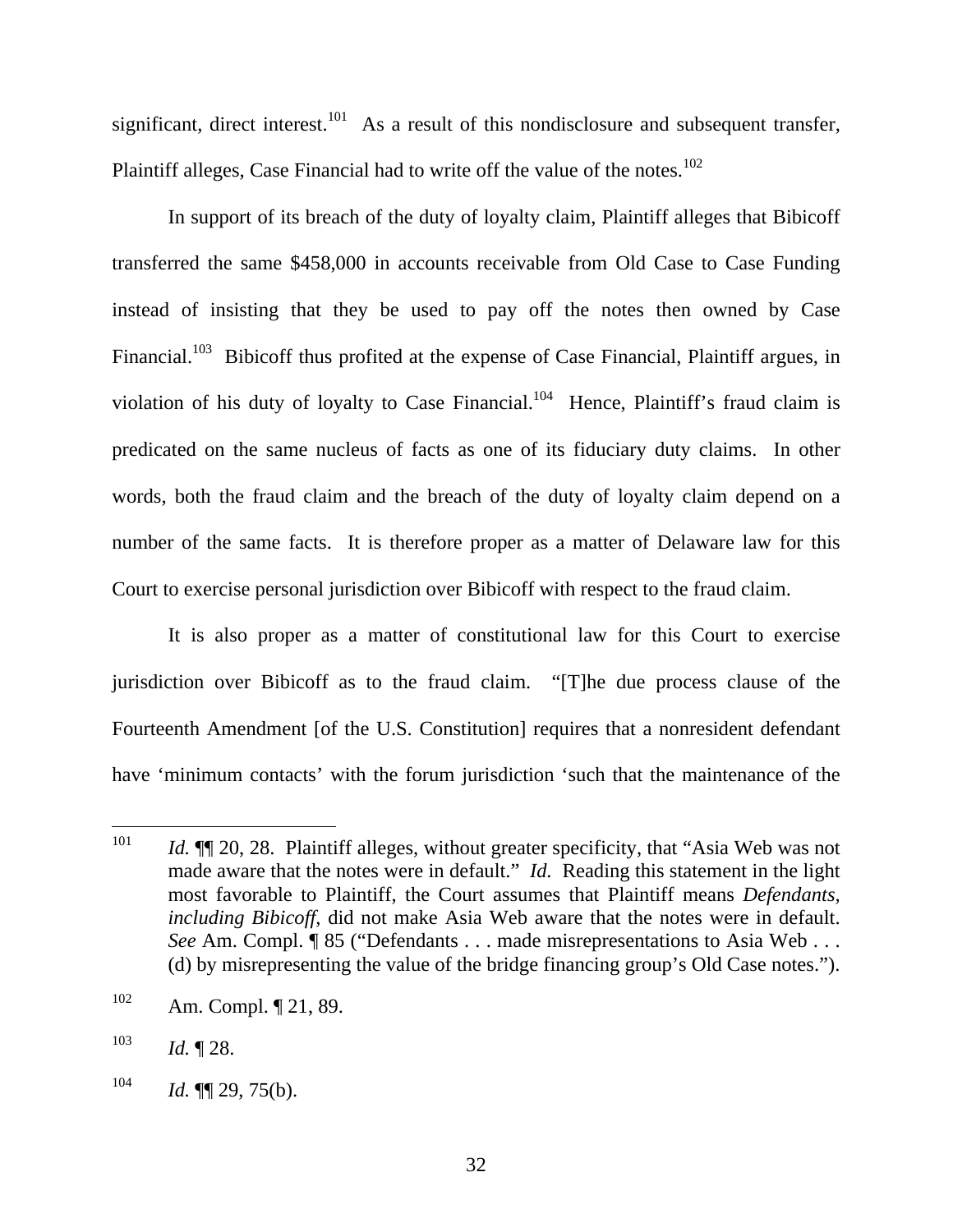significant, direct interest.[101] As a result of this nondisclosure and subsequent transfer, Plaintiff alleges, Case Financial had to write off the value of the notes.[102]

In support of its breach of the duty of loyalty claim, Plaintiff alleges that Bibicoff transferred the same $458,000 in accounts receivable from Old Case to Case Funding instead of insisting that they be used to pay off the notes then owned by Case Financial.[103] Bibicoff thus profited at the expense of Case Financial, Plaintiff argues, in violation of his duty of loyalty to Case Financial.[104] Hence, Plaintiff's fraud claim is predicated on the same nucleus of facts as one of its fiduciary duty claims. In other words, both the fraud claim and the breach of the duty of loyalty claim depend on a number of the same facts. It is therefore proper as a matter of Delaware law for this Court to exercise personal jurisdiction over Bibicoff with respect to the fraud claim.

It is also proper as a matter of constitutional law for this Court to exercise jurisdiction over Bibicoff as to the fraud claim. "[T]he due process clause of the Fourteenth Amendment [of the U.S. Constitution] requires that a nonresident defendant have 'minimum contacts' with the forum jurisdiction 'such that the maintenance of the

---

[101] *Id.* ¶¶ 20, 28. Plaintiff alleges, without greater specificity, that "Asia Web was not made aware that the notes were in default." *Id.* Reading this statement in the light most favorable to Plaintiff, the Court assumes that Plaintiff means *Defendants, including Bibicoff*, did not make Asia Web aware that the notes were in default. *See* Am. Compl. ¶ 85 ("Defendants . . . made misrepresentations to Asia Web . . . (d) by misrepresenting the value of the bridge financing group's Old Case notes.").

[102] Am. Compl. ¶ 21, 89.

[103] *Id.* ¶ 28.

[104] *Id.* ¶¶ 29, 75(b).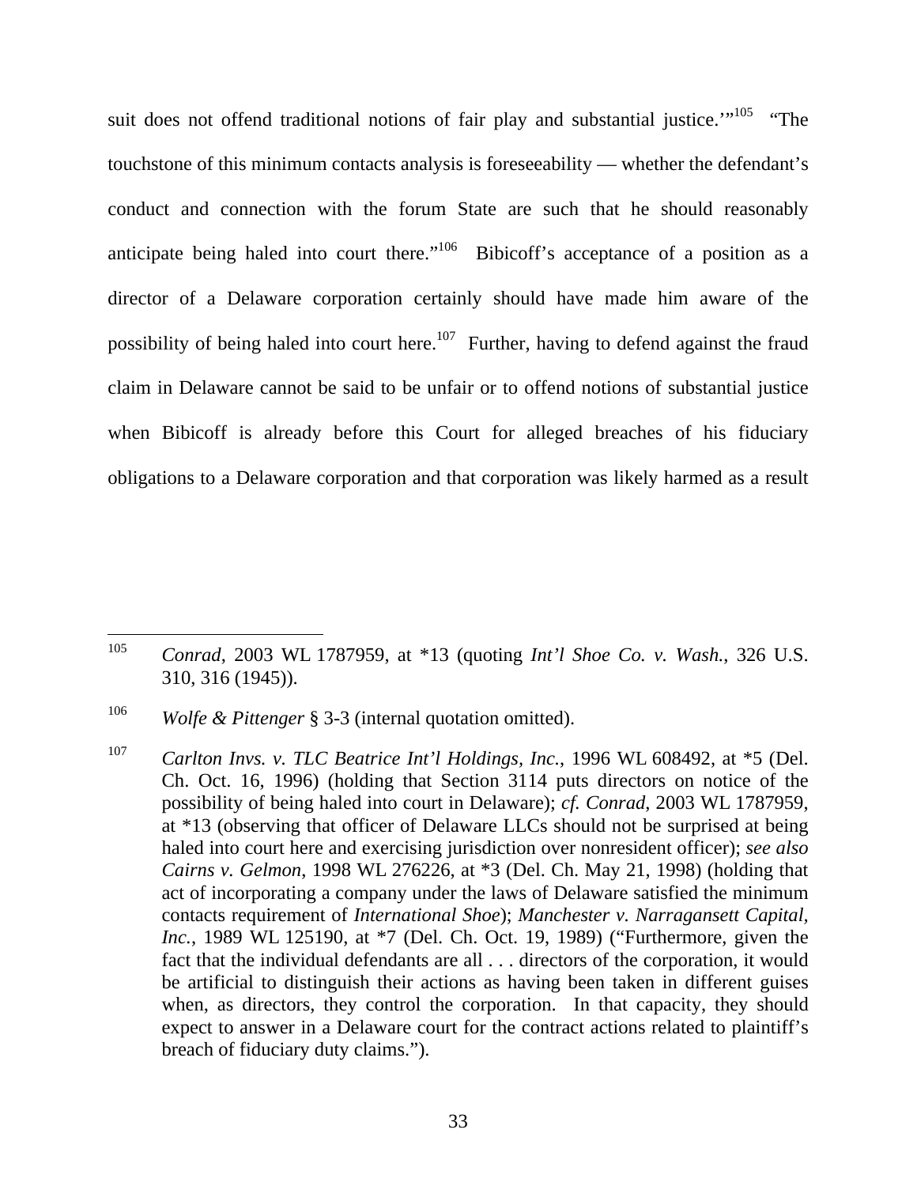suit does not offend traditional notions of fair play and substantial justice.'"[105] "The touchstone of this minimum contacts analysis is foreseeability — whether the defendant's conduct and connection with the forum State are such that he should reasonably anticipate being haled into court there."[106] Bibicoff's acceptance of a position as a director of a Delaware corporation certainly should have made him aware of the possibility of being haled into court here.[107] Further, having to defend against the fraud claim in Delaware cannot be said to be unfair or to offend notions of substantial justice when Bibicoff is already before this Court for alleged breaches of his fiduciary obligations to a Delaware corporation and that corporation was likely harmed as a result

---

[105] *Conrad*, 2003 WL 1787959, at *13 (quoting *Int'l Shoe Co. v. Wash.*, 326 U.S. 310, 316 (1945)).

[106] *Wolfe & Pittenger* § 3-3 (internal quotation omitted).

[107] *Carlton Invs. v. TLC Beatrice Int'l Holdings, Inc.*, 1996 WL 608492, at *5 (Del. Ch. Oct. 16, 1996) (holding that Section 3114 puts directors on notice of the possibility of being haled into court in Delaware); *cf. Conrad*, 2003 WL 1787959, at *13 (observing that officer of Delaware LLCs should not be surprised at being haled into court here and exercising jurisdiction over nonresident officer); *see also Cairns v. Gelmon*, 1998 WL 276226, at *3 (Del. Ch. May 21, 1998) (holding that act of incorporating a company under the laws of Delaware satisfied the minimum contacts requirement of *International Shoe*); *Manchester v. Narragansett Capital, Inc.*, 1989 WL 125190, at *7 (Del. Ch. Oct. 19, 1989) ("Furthermore, given the fact that the individual defendants are all . . . directors of the corporation, it would be artificial to distinguish their actions as having been taken in different guises when, as directors, they control the corporation. In that capacity, they should expect to answer in a Delaware court for the contract actions related to plaintiff's breach of fiduciary duty claims.").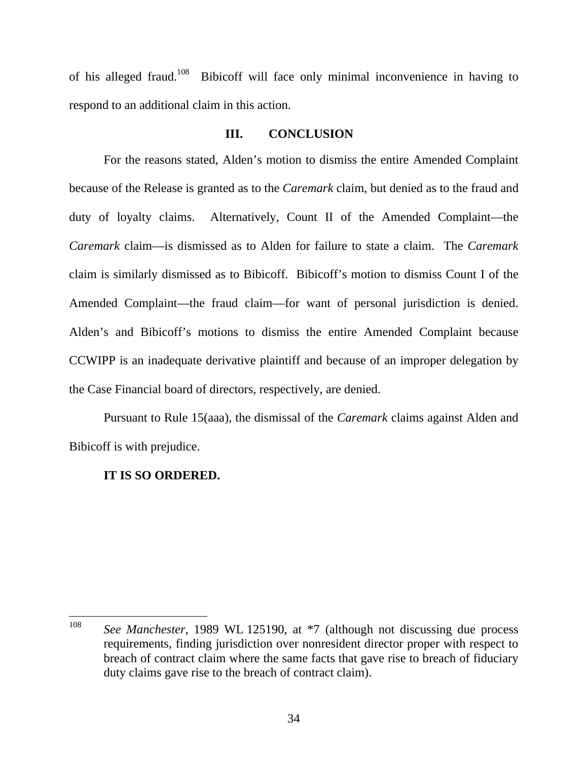of his alleged fraud.[108] Bibicoff will face only minimal inconvenience in having to respond to an additional claim in this action.

## III. CONCLUSION

For the reasons stated, Alden's motion to dismiss the entire Amended Complaint because of the Release is granted as to the *Caremark* claim, but denied as to the fraud and duty of loyalty claims. Alternatively, Count II of the Amended Complaint—the *Caremark* claim—is dismissed as to Alden for failure to state a claim. The *Caremark* claim is similarly dismissed as to Bibicoff. Bibicoff's motion to dismiss Count I of the Amended Complaint—the fraud claim—for want of personal jurisdiction is denied. Alden's and Bibicoff's motions to dismiss the entire Amended Complaint because CCWIPP is an inadequate derivative plaintiff and because of an improper delegation by the Case Financial board of directors, respectively, are denied.

Pursuant to Rule 15(aaa), the dismissal of the *Caremark* claims against Alden and Bibicoff is with prejudice.

**IT IS SO ORDERED.**

---

[108] *See Manchester*, 1989 WL 125190, at *7 (although not discussing due process requirements, finding jurisdiction over nonresident director proper with respect to breach of contract claim where the same facts that gave rise to breach of fiduciary duty claims gave rise to the breach of contract claim).